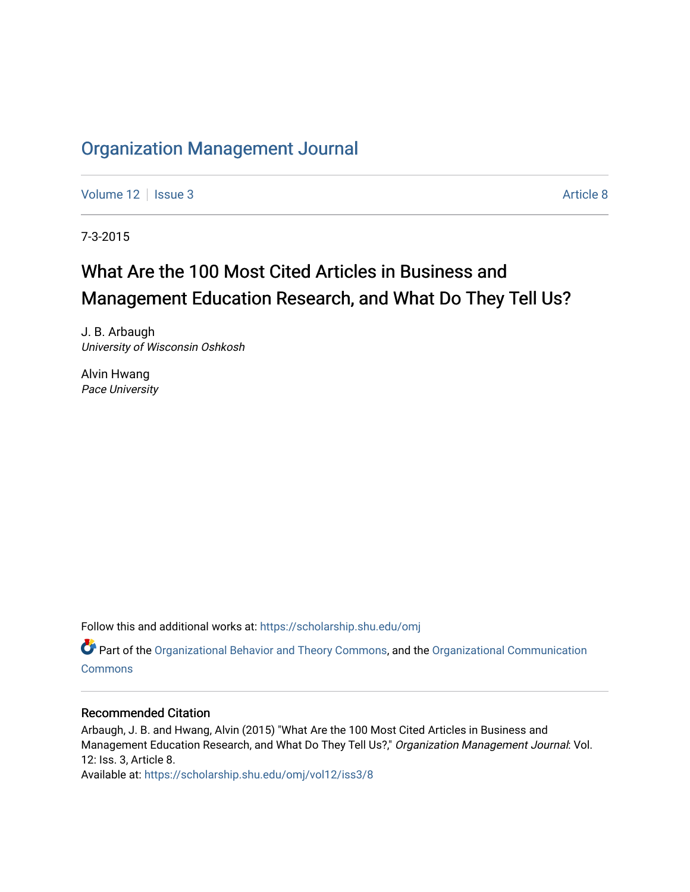# Organization Management Journal

Volume 12 | Issue 3 | Article 8

7-3-2015

## What Are the 100 Most Cited Articles in Business and Management Education Research, and What Do They Tell Us?

J. B. Arbaugh
*University of Wisconsin Oshkosh*

Alvin Hwang
*Pace University*

Follow this and additional works at: https://scholarship.shu.edu/omj

Part of the Organizational Behavior and Theory Commons, and the Organizational Communication Commons

### Recommended Citation

Arbaugh, J. B. and Hwang, Alvin (2015) "What Are the 100 Most Cited Articles in Business and Management Education Research, and What Do They Tell Us?," *Organization Management Journal*: Vol. 12: Iss. 3, Article 8.
Available at: https://scholarship.shu.edu/omj/vol12/iss3/8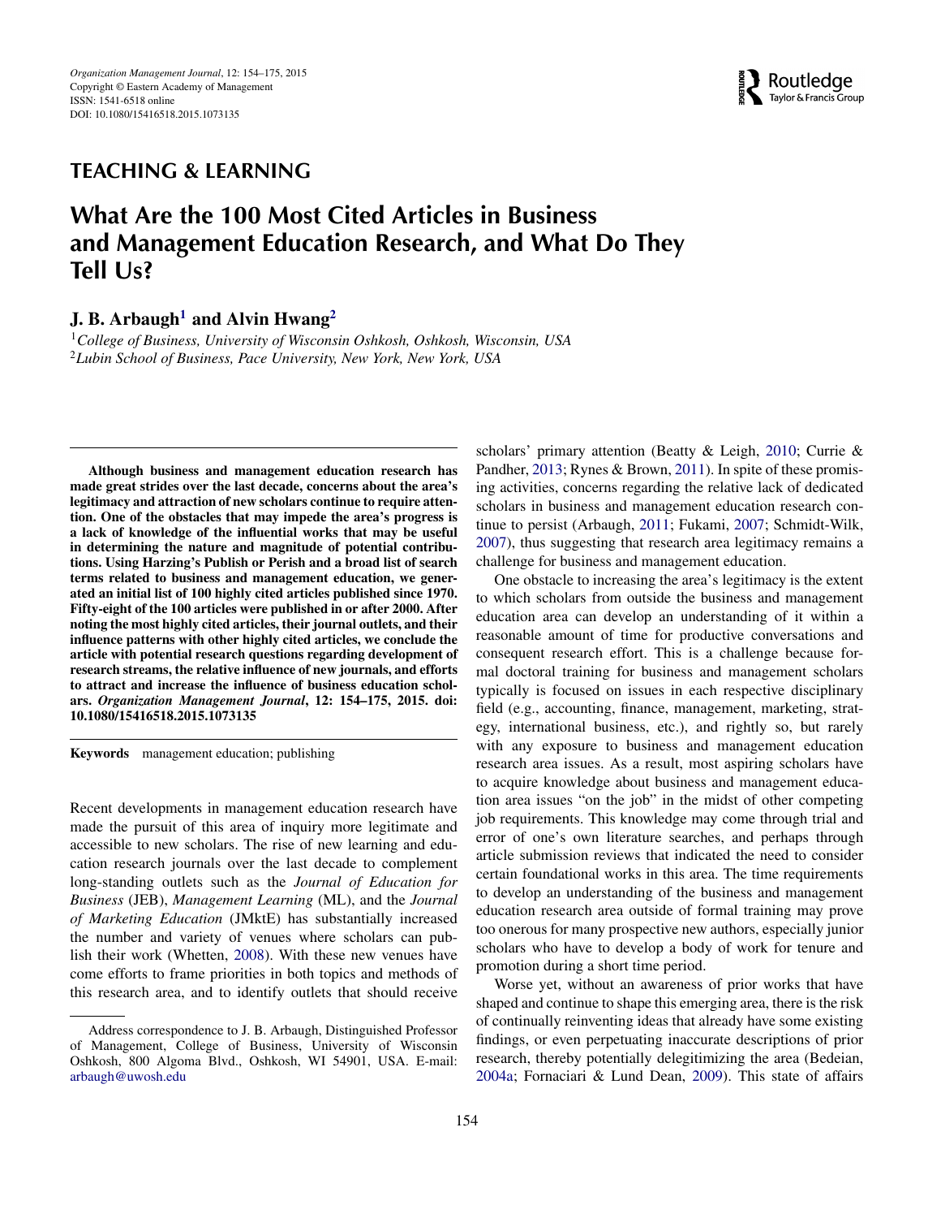## TEACHING & LEARNING

# What Are the 100 Most Cited Articles in Business and Management Education Research, and What Do They Tell Us?

**J. B. Arbaugh[1] and Alvin Hwang[2]**

[1]*College of Business, University of Wisconsin Oshkosh, Oshkosh, Wisconsin, USA*
[2]*Lubin School of Business, Pace University, New York, New York, USA*

**Although business and management education research has made great strides over the last decade, concerns about the area's legitimacy and attraction of new scholars continue to require attention. One of the obstacles that may impede the area's progress is a lack of knowledge of the influential works that may be useful in determining the nature and magnitude of potential contributions. Using Harzing's Publish or Perish and a broad list of search terms related to business and management education, we generated an initial list of 100 highly cited articles published since 1970. Fifty-eight of the 100 articles were published in or after 2000. After noting the most highly cited articles, their journal outlets, and their influence patterns with other highly cited articles, we conclude the article with potential research questions regarding development of research streams, the relative influence of new journals, and efforts to attract and increase the influence of business education scholars. *Organization Management Journal*, 12: 154–175, 2015. doi: 10.1080/15416518.2015.1073135**

**Keywords** management education; publishing

Recent developments in management education research have made the pursuit of this area of inquiry more legitimate and accessible to new scholars. The rise of new learning and education research journals over the last decade to complement long-standing outlets such as the *Journal of Education for Business* (JEB), *Management Learning* (ML), and the *Journal of Marketing Education* (JMktE) has substantially increased the number and variety of venues where scholars can publish their work (Whetten, 2008). With these new venues have come efforts to frame priorities in both topics and methods of this research area, and to identify outlets that should receive scholars' primary attention (Beatty & Leigh, 2010; Currie & Pandher, 2013; Rynes & Brown, 2011). In spite of these promising activities, concerns regarding the relative lack of dedicated scholars in business and management education research continue to persist (Arbaugh, 2011; Fukami, 2007; Schmidt-Wilk, 2007), thus suggesting that research area legitimacy remains a challenge for business and management education.

One obstacle to increasing the area's legitimacy is the extent to which scholars from outside the business and management education area can develop an understanding of it within a reasonable amount of time for productive conversations and consequent research effort. This is a challenge because formal doctoral training for business and management scholars typically is focused on issues in each respective disciplinary field (e.g., accounting, finance, management, marketing, strategy, international business, etc.), and rightly so, but rarely with any exposure to business and management education research area issues. As a result, most aspiring scholars have to acquire knowledge about business and management education area issues "on the job" in the midst of other competing job requirements. This knowledge may come through trial and error of one's own literature searches, and perhaps through article submission reviews that indicated the need to consider certain foundational works in this area. The time requirements to develop an understanding of the business and management education research area outside of formal training may prove too onerous for many prospective new authors, especially junior scholars who have to develop a body of work for tenure and promotion during a short time period.

Worse yet, without an awareness of prior works that have shaped and continue to shape this emerging area, there is the risk of continually reinventing ideas that already have some existing findings, or even perpetuating inaccurate descriptions of prior research, thereby potentially delegitimizing the area (Bedeian, 2004a; Fornaciari & Lund Dean, 2009). This state of affairs

Address correspondence to J. B. Arbaugh, Distinguished Professor of Management, College of Business, University of Wisconsin Oshkosh, 800 Algoma Blvd., Oshkosh, WI 54901, USA. E-mail: arbaugh@uwosh.edu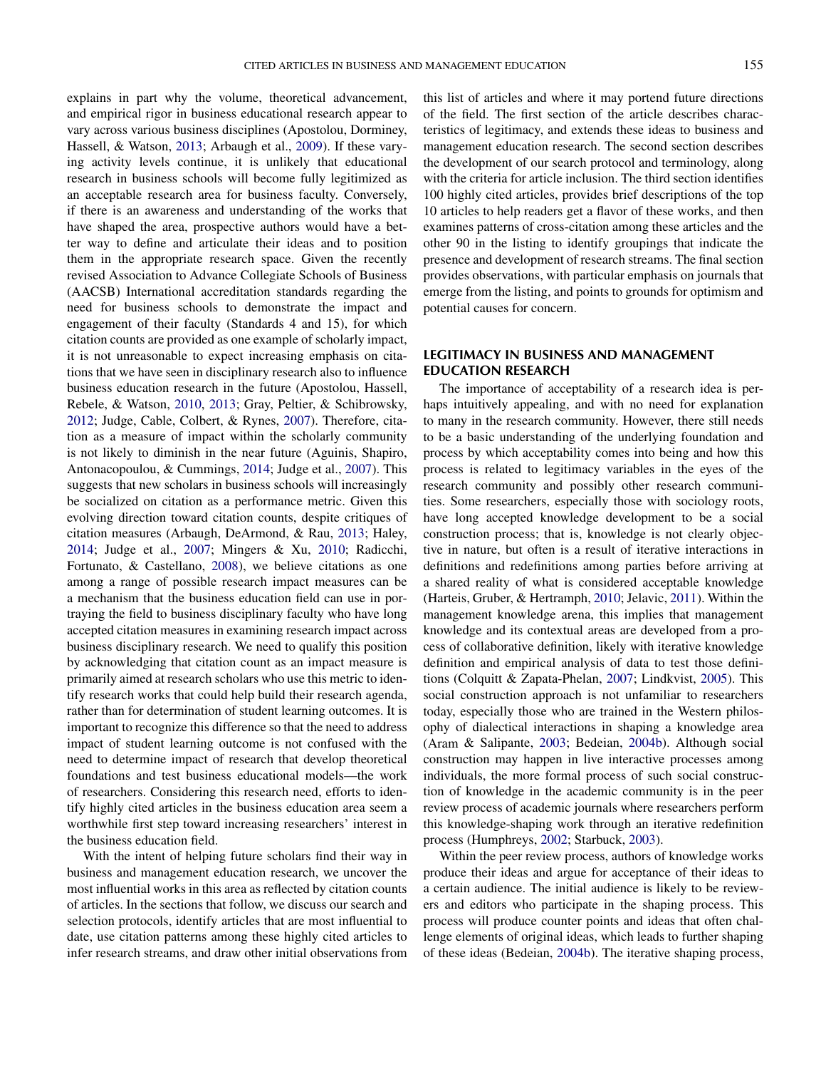explains in part why the volume, theoretical advancement, and empirical rigor in business educational research appear to vary across various business disciplines (Apostolou, Dorminey, Hassell, & Watson, 2013; Arbaugh et al., 2009). If these varying activity levels continue, it is unlikely that educational research in business schools will become fully legitimized as an acceptable research area for business faculty. Conversely, if there is an awareness and understanding of the works that have shaped the area, prospective authors would have a better way to define and articulate their ideas and to position them in the appropriate research space. Given the recently revised Association to Advance Collegiate Schools of Business (AACSB) International accreditation standards regarding the need for business schools to demonstrate the impact and engagement of their faculty (Standards 4 and 15), for which citation counts are provided as one example of scholarly impact, it is not unreasonable to expect increasing emphasis on citations that we have seen in disciplinary research also to influence business education research in the future (Apostolou, Hassell, Rebele, & Watson, 2010, 2013; Gray, Peltier, & Schibrowsky, 2012; Judge, Cable, Colbert, & Rynes, 2007). Therefore, citation as a measure of impact within the scholarly community is not likely to diminish in the near future (Aguinis, Shapiro, Antonacopoulou, & Cummings, 2014; Judge et al., 2007). This suggests that new scholars in business schools will increasingly be socialized on citation as a performance metric. Given this evolving direction toward citation counts, despite critiques of citation measures (Arbaugh, DeArmond, & Rau, 2013; Haley, 2014; Judge et al., 2007; Mingers & Xu, 2010; Radicchi, Fortunato, & Castellano, 2008), we believe citations as one among a range of possible research impact measures can be a mechanism that the business education field can use in portraying the field to business disciplinary faculty who have long accepted citation measures in examining research impact across business disciplinary research. We need to qualify this position by acknowledging that citation count as an impact measure is primarily aimed at research scholars who use this metric to identify research works that could help build their research agenda, rather than for determination of student learning outcomes. It is important to recognize this difference so that the need to address impact of student learning outcome is not confused with the need to determine impact of research that develop theoretical foundations and test business educational models—the work of researchers. Considering this research need, efforts to identify highly cited articles in the business education area seem a worthwhile first step toward increasing researchers' interest in the business education field.

With the intent of helping future scholars find their way in business and management education research, we uncover the most influential works in this area as reflected by citation counts of articles. In the sections that follow, we discuss our search and selection protocols, identify articles that are most influential to date, use citation patterns among these highly cited articles to infer research streams, and draw other initial observations from this list of articles and where it may portend future directions of the field. The first section of the article describes characteristics of legitimacy, and extends these ideas to business and management education research. The second section describes the development of our search protocol and terminology, along with the criteria for article inclusion. The third section identifies 100 highly cited articles, provides brief descriptions of the top 10 articles to help readers get a flavor of these works, and then examines patterns of cross-citation among these articles and the other 90 in the listing to identify groupings that indicate the presence and development of research streams. The final section provides observations, with particular emphasis on journals that emerge from the listing, and points to grounds for optimism and potential causes for concern.

## LEGITIMACY IN BUSINESS AND MANAGEMENT EDUCATION RESEARCH

The importance of acceptability of a research idea is perhaps intuitively appealing, and with no need for explanation to many in the research community. However, there still needs to be a basic understanding of the underlying foundation and process by which acceptability comes into being and how this process is related to legitimacy variables in the eyes of the research community and possibly other research communities. Some researchers, especially those with sociology roots, have long accepted knowledge development to be a social construction process; that is, knowledge is not clearly objective in nature, but often is a result of iterative interactions in definitions and redefinitions among parties before arriving at a shared reality of what is considered acceptable knowledge (Harteis, Gruber, & Hertramph, 2010; Jelavic, 2011). Within the management knowledge arena, this implies that management knowledge and its contextual areas are developed from a process of collaborative definition, likely with iterative knowledge definition and empirical analysis of data to test those definitions (Colquitt & Zapata-Phelan, 2007; Lindkvist, 2005). This social construction approach is not unfamiliar to researchers today, especially those who are trained in the Western philosophy of dialectical interactions in shaping a knowledge area (Aram & Salipante, 2003; Bedeian, 2004b). Although social construction may happen in live interactive processes among individuals, the more formal process of such social construction of knowledge in the academic community is in the peer review process of academic journals where researchers perform this knowledge-shaping work through an iterative redefinition process (Humphreys, 2002; Starbuck, 2003).

Within the peer review process, authors of knowledge works produce their ideas and argue for acceptance of their ideas to a certain audience. The initial audience is likely to be reviewers and editors who participate in the shaping process. This process will produce counter points and ideas that often challenge elements of original ideas, which leads to further shaping of these ideas (Bedeian, 2004b). The iterative shaping process,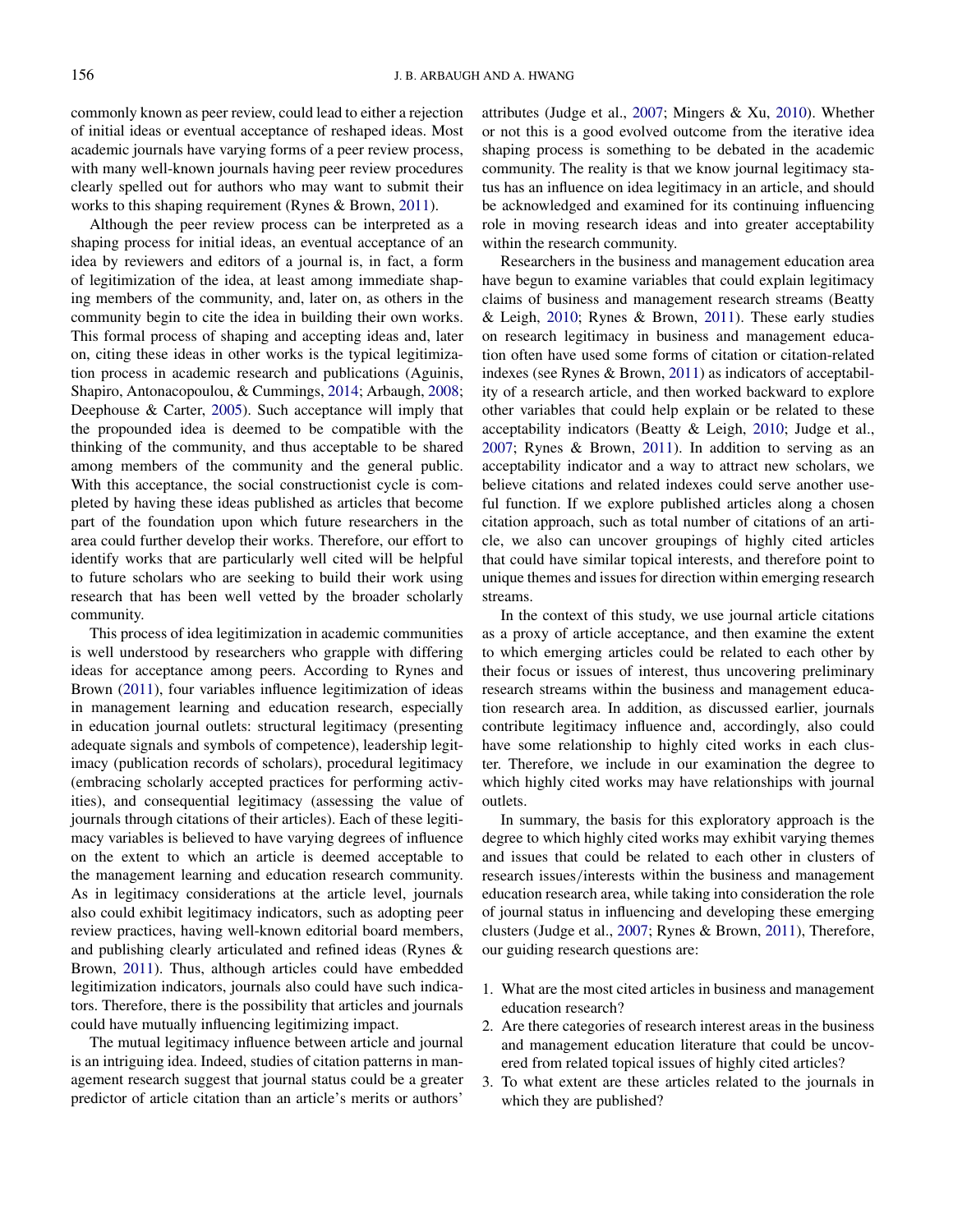commonly known as peer review, could lead to either a rejection of initial ideas or eventual acceptance of reshaped ideas. Most academic journals have varying forms of a peer review process, with many well-known journals having peer review procedures clearly spelled out for authors who may want to submit their works to this shaping requirement (Rynes & Brown, 2011).

Although the peer review process can be interpreted as a shaping process for initial ideas, an eventual acceptance of an idea by reviewers and editors of a journal is, in fact, a form of legitimization of the idea, at least among immediate shaping members of the community, and, later on, as others in the community begin to cite the idea in building their own works. This formal process of shaping and accepting ideas and, later on, citing these ideas in other works is the typical legitimization process in academic research and publications (Aguinis, Shapiro, Antonacopoulou, & Cummings, 2014; Arbaugh, 2008; Deephouse & Carter, 2005). Such acceptance will imply that the propounded idea is deemed to be compatible with the thinking of the community, and thus acceptable to be shared among members of the community and the general public. With this acceptance, the social constructionist cycle is completed by having these ideas published as articles that become part of the foundation upon which future researchers in the area could further develop their works. Therefore, our effort to identify works that are particularly well cited will be helpful to future scholars who are seeking to build their work using research that has been well vetted by the broader scholarly community.

This process of idea legitimization in academic communities is well understood by researchers who grapple with differing ideas for acceptance among peers. According to Rynes and Brown (2011), four variables influence legitimization of ideas in management learning and education research, especially in education journal outlets: structural legitimacy (presenting adequate signals and symbols of competence), leadership legitimacy (publication records of scholars), procedural legitimacy (embracing scholarly accepted practices for performing activities), and consequential legitimacy (assessing the value of journals through citations of their articles). Each of these legitimacy variables is believed to have varying degrees of influence on the extent to which an article is deemed acceptable to the management learning and education research community. As in legitimacy considerations at the article level, journals also could exhibit legitimacy indicators, such as adopting peer review practices, having well-known editorial board members, and publishing clearly articulated and refined ideas (Rynes & Brown, 2011). Thus, although articles could have embedded legitimization indicators, journals also could have such indicators. Therefore, there is the possibility that articles and journals could have mutually influencing legitimizing impact.

The mutual legitimacy influence between article and journal is an intriguing idea. Indeed, studies of citation patterns in management research suggest that journal status could be a greater predictor of article citation than an article's merits or authors' attributes (Judge et al., 2007; Mingers & Xu, 2010). Whether or not this is a good evolved outcome from the iterative idea shaping process is something to be debated in the academic community. The reality is that we know journal legitimacy status has an influence on idea legitimacy in an article, and should be acknowledged and examined for its continuing influencing role in moving research ideas and into greater acceptability within the research community.

Researchers in the business and management education area have begun to examine variables that could explain legitimacy claims of business and management research streams (Beatty & Leigh, 2010; Rynes & Brown, 2011). These early studies on research legitimacy in business and management education often have used some forms of citation or citation-related indexes (see Rynes & Brown, 2011) as indicators of acceptability of a research article, and then worked backward to explore other variables that could help explain or be related to these acceptability indicators (Beatty & Leigh, 2010; Judge et al., 2007; Rynes & Brown, 2011). In addition to serving as an acceptability indicator and a way to attract new scholars, we believe citations and related indexes could serve another useful function. If we explore published articles along a chosen citation approach, such as total number of citations of an article, we also can uncover groupings of highly cited articles that could have similar topical interests, and therefore point to unique themes and issues for direction within emerging research streams.

In the context of this study, we use journal article citations as a proxy of article acceptance, and then examine the extent to which emerging articles could be related to each other by their focus or issues of interest, thus uncovering preliminary research streams within the business and management education research area. In addition, as discussed earlier, journals contribute legitimacy influence and, accordingly, also could have some relationship to highly cited works in each cluster. Therefore, we include in our examination the degree to which highly cited works may have relationships with journal outlets.

In summary, the basis for this exploratory approach is the degree to which highly cited works may exhibit varying themes and issues that could be related to each other in clusters of research issues/interests within the business and management education research area, while taking into consideration the role of journal status in influencing and developing these emerging clusters (Judge et al., 2007; Rynes & Brown, 2011), Therefore, our guiding research questions are:

1. What are the most cited articles in business and management education research?
2. Are there categories of research interest areas in the business and management education literature that could be uncovered from related topical issues of highly cited articles?
3. To what extent are these articles related to the journals in which they are published?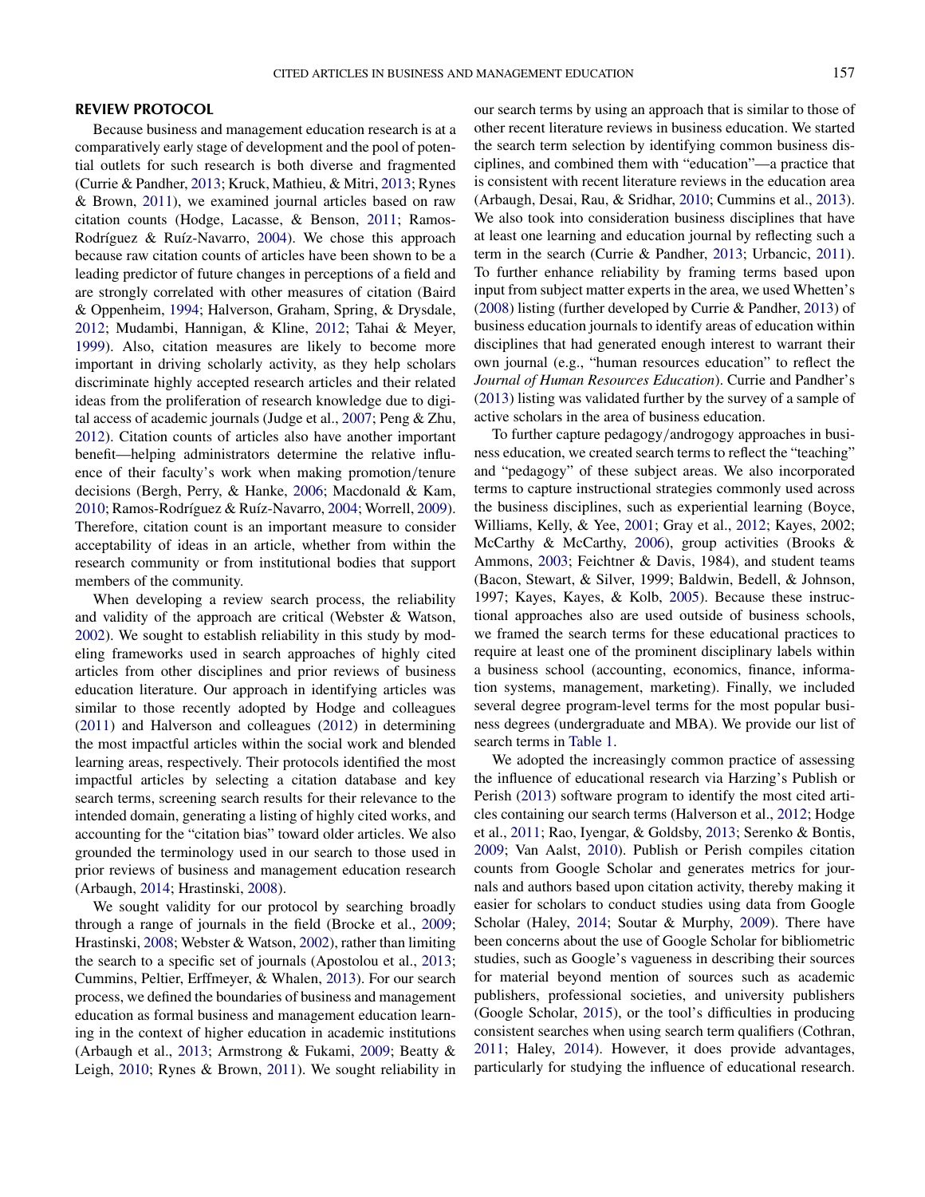## REVIEW PROTOCOL

Because business and management education research is at a comparatively early stage of development and the pool of potential outlets for such research is both diverse and fragmented (Currie & Pandher, 2013; Kruck, Mathieu, & Mitri, 2013; Rynes & Brown, 2011), we examined journal articles based on raw citation counts (Hodge, Lacasse, & Benson, 2011; Ramos-Rodríguez & Ruíz-Navarro, 2004). We chose this approach because raw citation counts of articles have been shown to be a leading predictor of future changes in perceptions of a field and are strongly correlated with other measures of citation (Baird & Oppenheim, 1994; Halverson, Graham, Spring, & Drysdale, 2012; Mudambi, Hannigan, & Kline, 2012; Tahai & Meyer, 1999). Also, citation measures are likely to become more important in driving scholarly activity, as they help scholars discriminate highly accepted research articles and their related ideas from the proliferation of research knowledge due to digital access of academic journals (Judge et al., 2007; Peng & Zhu, 2012). Citation counts of articles also have another important benefit—helping administrators determine the relative influence of their faculty's work when making promotion/tenure decisions (Bergh, Perry, & Hanke, 2006; Macdonald & Kam, 2010; Ramos-Rodríguez & Ruíz-Navarro, 2004; Worrell, 2009). Therefore, citation count is an important measure to consider acceptability of ideas in an article, whether from within the research community or from institutional bodies that support members of the community.

When developing a review search process, the reliability and validity of the approach are critical (Webster & Watson, 2002). We sought to establish reliability in this study by modeling frameworks used in search approaches of highly cited articles from other disciplines and prior reviews of business education literature. Our approach in identifying articles was similar to those recently adopted by Hodge and colleagues (2011) and Halverson and colleagues (2012) in determining the most impactful articles within the social work and blended learning areas, respectively. Their protocols identified the most impactful articles by selecting a citation database and key search terms, screening search results for their relevance to the intended domain, generating a listing of highly cited works, and accounting for the "citation bias" toward older articles. We also grounded the terminology used in our search to those used in prior reviews of business and management education research (Arbaugh, 2014; Hrastinski, 2008).

We sought validity for our protocol by searching broadly through a range of journals in the field (Brocke et al., 2009; Hrastinski, 2008; Webster & Watson, 2002), rather than limiting the search to a specific set of journals (Apostolou et al., 2013; Cummins, Peltier, Erffmeyer, & Whalen, 2013). For our search process, we defined the boundaries of business and management education as formal business and management education learning in the context of higher education in academic institutions (Arbaugh et al., 2013; Armstrong & Fukami, 2009; Beatty & Leigh, 2010; Rynes & Brown, 2011). We sought reliability in our search terms by using an approach that is similar to those of other recent literature reviews in business education. We started the search term selection by identifying common business disciplines, and combined them with "education"—a practice that is consistent with recent literature reviews in the education area (Arbaugh, Desai, Rau, & Sridhar, 2010; Cummins et al., 2013). We also took into consideration business disciplines that have at least one learning and education journal by reflecting such a term in the search (Currie & Pandher, 2013; Urbancic, 2011). To further enhance reliability by framing terms based upon input from subject matter experts in the area, we used Whetten's (2008) listing (further developed by Currie & Pandher, 2013) of business education journals to identify areas of education within disciplines that had generated enough interest to warrant their own journal (e.g., "human resources education" to reflect the *Journal of Human Resources Education*). Currie and Pandher's (2013) listing was validated further by the survey of a sample of active scholars in the area of business education.

To further capture pedagogy/androgogy approaches in business education, we created search terms to reflect the "teaching" and "pedagogy" of these subject areas. We also incorporated terms to capture instructional strategies commonly used across the business disciplines, such as experiential learning (Boyce, Williams, Kelly, & Yee, 2001; Gray et al., 2012; Kayes, 2002; McCarthy & McCarthy, 2006), group activities (Brooks & Ammons, 2003; Feichtner & Davis, 1984), and student teams (Bacon, Stewart, & Silver, 1999; Baldwin, Bedell, & Johnson, 1997; Kayes, Kayes, & Kolb, 2005). Because these instructional approaches also are used outside of business schools, we framed the search terms for these educational practices to require at least one of the prominent disciplinary labels within a business school (accounting, economics, finance, information systems, management, marketing). Finally, we included several degree program-level terms for the most popular business degrees (undergraduate and MBA). We provide our list of search terms in Table 1.

We adopted the increasingly common practice of assessing the influence of educational research via Harzing's Publish or Perish (2013) software program to identify the most cited articles containing our search terms (Halverson et al., 2012; Hodge et al., 2011; Rao, Iyengar, & Goldsby, 2013; Serenko & Bontis, 2009; Van Aalst, 2010). Publish or Perish compiles citation counts from Google Scholar and generates metrics for journals and authors based upon citation activity, thereby making it easier for scholars to conduct studies using data from Google Scholar (Haley, 2014; Soutar & Murphy, 2009). There have been concerns about the use of Google Scholar for bibliometric studies, such as Google's vagueness in describing their sources for material beyond mention of sources such as academic publishers, professional societies, and university publishers (Google Scholar, 2015), or the tool's difficulties in producing consistent searches when using search term qualifiers (Cothran, 2011; Haley, 2014). However, it does provide advantages, particularly for studying the influence of educational research.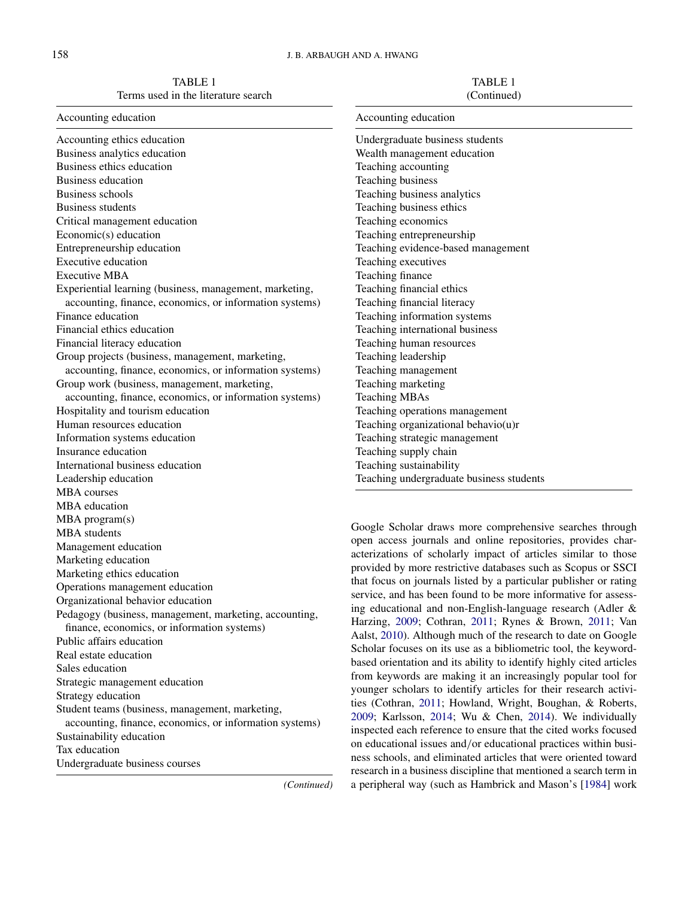TABLE 1
Terms used in the literature search

| Accounting education |
|---|
| Accounting ethics education |
| Business analytics education |
| Business ethics education |
| Business education |
| Business schools |
| Business students |
| Critical management education |
| Economic(s) education |
| Entrepreneurship education |
| Executive education |
| Executive MBA |
| Experiential learning (business, management, marketing, accounting, finance, economics, or information systems) |
| Finance education |
| Financial ethics education |
| Financial literacy education |
| Group projects (business, management, marketing, accounting, finance, economics, or information systems) |
| Group work (business, management, marketing, accounting, finance, economics, or information systems) |
| Hospitality and tourism education |
| Human resources education |
| Information systems education |
| Insurance education |
| International business education |
| Leadership education |
| MBA courses |
| MBA education |
| MBA program(s) |
| MBA students |
| Management education |
| Marketing education |
| Marketing ethics education |
| Operations management education |
| Organizational behavior education |
| Pedagogy (business, management, marketing, accounting, finance, economics, or information systems) |
| Public affairs education |
| Real estate education |
| Sales education |
| Strategic management education |
| Strategy education |
| Student teams (business, management, marketing, accounting, finance, economics, or information systems) |
| Sustainability education |
| Tax education |
| Undergraduate business courses |
| Undergraduate business students |
| Wealth management education |
| Teaching accounting |
| Teaching business |
| Teaching business analytics |
| Teaching business ethics |
| Teaching economics |
| Teaching entrepreneurship |
| Teaching evidence-based management |
| Teaching executives |
| Teaching finance |
| Teaching financial ethics |
| Teaching financial literacy |
| Teaching information systems |
| Teaching international business |
| Teaching human resources |
| Teaching leadership |
| Teaching management |
| Teaching marketing |
| Teaching MBAs |
| Teaching operations management |
| Teaching organizational behavio(u)r |
| Teaching strategic management |
| Teaching supply chain |
| Teaching sustainability |
| Teaching undergraduate business students |

Google Scholar draws more comprehensive searches through open access journals and online repositories, provides characterizations of scholarly impact of articles similar to those provided by more restrictive databases such as Scopus or SSCI that focus on journals listed by a particular publisher or rating service, and has been found to be more informative for assessing educational and non-English-language research (Adler & Harzing, 2009; Cothran, 2011; Rynes & Brown, 2011; Van Aalst, 2010). Although much of the research to date on Google Scholar focuses on its use as a bibliometric tool, the keyword-based orientation and its ability to identify highly cited articles from keywords are making it an increasingly popular tool for younger scholars to identify articles for their research activities (Cothran, 2011; Howland, Wright, Boughan, & Roberts, 2009; Karlsson, 2014; Wu & Chen, 2014). We individually inspected each reference to ensure that the cited works focused on educational issues and/or educational practices within business schools, and eliminated articles that were oriented toward research in a business discipline that mentioned a search term in a peripheral way (such as Hambrick and Mason's [1984] work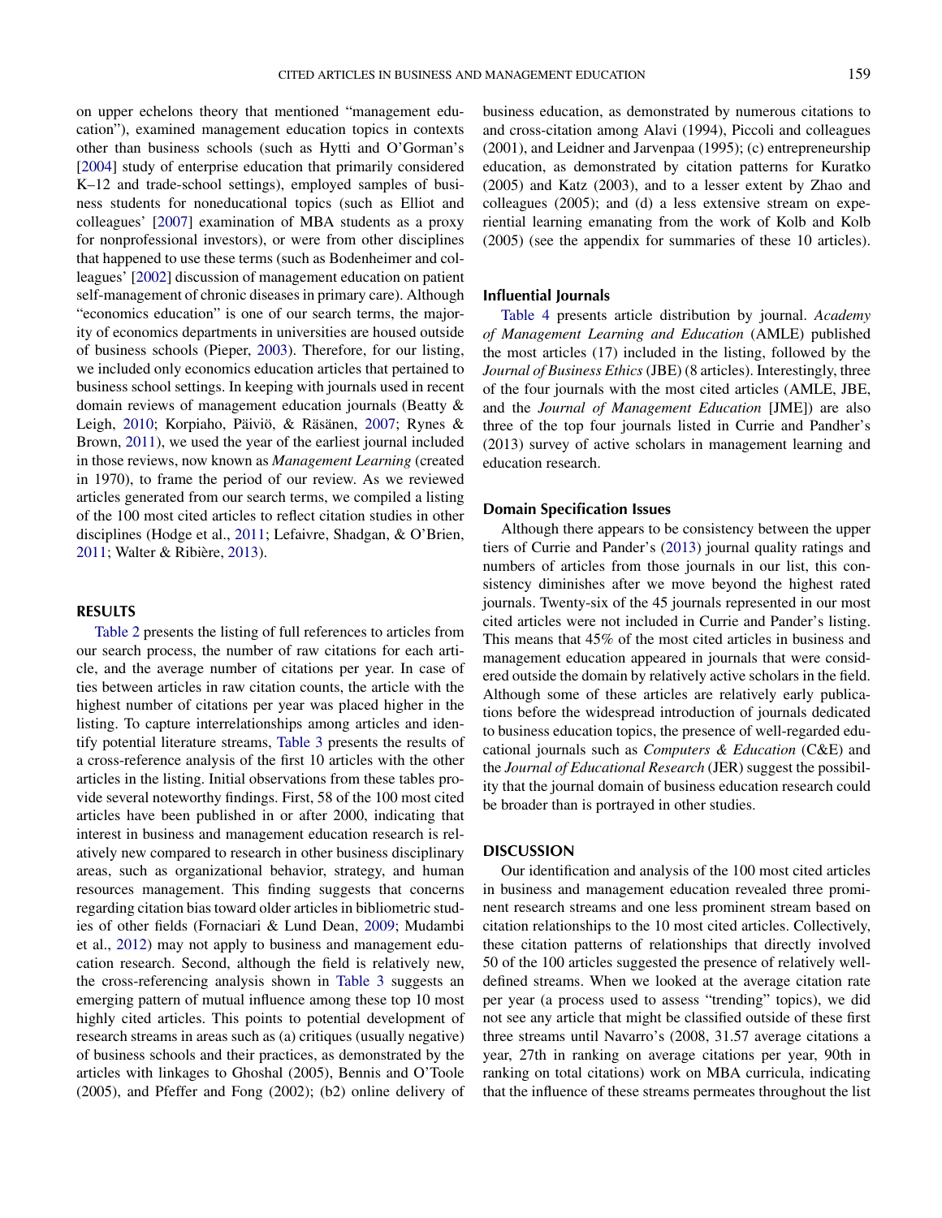on upper echelons theory that mentioned "management education"), examined management education topics in contexts other than business schools (such as Hytti and O'Gorman's [2004] study of enterprise education that primarily considered K–12 and trade-school settings), employed samples of business students for noneducational topics (such as Elliot and colleagues' [2007] examination of MBA students as a proxy for nonprofessional investors), or were from other disciplines that happened to use these terms (such as Bodenheimer and colleagues' [2002] discussion of management education on patient self-management of chronic diseases in primary care). Although "economics education" is one of our search terms, the majority of economics departments in universities are housed outside of business schools (Pieper, 2003). Therefore, for our listing, we included only economics education articles that pertained to business school settings. In keeping with journals used in recent domain reviews of management education journals (Beatty & Leigh, 2010; Korpiaho, Päiviö, & Räsänen, 2007; Rynes & Brown, 2011), we used the year of the earliest journal included in those reviews, now known as *Management Learning* (created in 1970), to frame the period of our review. As we reviewed articles generated from our search terms, we compiled a listing of the 100 most cited articles to reflect citation studies in other disciplines (Hodge et al., 2011; Lefaivre, Shadgan, & O'Brien, 2011; Walter & Ribière, 2013).

## RESULTS

Table 2 presents the listing of full references to articles from our search process, the number of raw citations for each article, and the average number of citations per year. In case of ties between articles in raw citation counts, the article with the highest number of citations per year was placed higher in the listing. To capture interrelationships among articles and identify potential literature streams, Table 3 presents the results of a cross-reference analysis of the first 10 articles with the other articles in the listing. Initial observations from these tables provide several noteworthy findings. First, 58 of the 100 most cited articles have been published in or after 2000, indicating that interest in business and management education research is relatively new compared to research in other business disciplinary areas, such as organizational behavior, strategy, and human resources management. This finding suggests that concerns regarding citation bias toward older articles in bibliometric studies of other fields (Fornaciari & Lund Dean, 2009; Mudambi et al., 2012) may not apply to business and management education research. Second, although the field is relatively new, the cross-referencing analysis shown in Table 3 suggests an emerging pattern of mutual influence among these top 10 most highly cited articles. This points to potential development of research streams in areas such as (a) critiques (usually negative) of business schools and their practices, as demonstrated by the articles with linkages to Ghoshal (2005), Bennis and O'Toole (2005), and Pfeffer and Fong (2002); (b2) online delivery of business education, as demonstrated by numerous citations to and cross-citation among Alavi (1994), Piccoli and colleagues (2001), and Leidner and Jarvenpaa (1995); (c) entrepreneurship education, as demonstrated by citation patterns for Kuratko (2005) and Katz (2003), and to a lesser extent by Zhao and colleagues (2005); and (d) a less extensive stream on experiential learning emanating from the work of Kolb and Kolb (2005) (see the appendix for summaries of these 10 articles).

### Influential Journals

Table 4 presents article distribution by journal. *Academy of Management Learning and Education* (AMLE) published the most articles (17) included in the listing, followed by the *Journal of Business Ethics* (JBE) (8 articles). Interestingly, three of the four journals with the most cited articles (AMLE, JBE, and the *Journal of Management Education* [JME]) are also three of the top four journals listed in Currie and Pandher's (2013) survey of active scholars in management learning and education research.

### Domain Specification Issues

Although there appears to be consistency between the upper tiers of Currie and Pander's (2013) journal quality ratings and numbers of articles from those journals in our list, this consistency diminishes after we move beyond the highest rated journals. Twenty-six of the 45 journals represented in our most cited articles were not included in Currie and Pander's listing. This means that 45% of the most cited articles in business and management education appeared in journals that were considered outside the domain by relatively active scholars in the field. Although some of these articles are relatively early publications before the widespread introduction of journals dedicated to business education topics, the presence of well-regarded educational journals such as *Computers & Education* (C&E) and the *Journal of Educational Research* (JER) suggest the possibility that the journal domain of business education research could be broader than is portrayed in other studies.

## DISCUSSION

Our identification and analysis of the 100 most cited articles in business and management education revealed three prominent research streams and one less prominent stream based on citation relationships to the 10 most cited articles. Collectively, these citation patterns of relationships that directly involved 50 of the 100 articles suggested the presence of relatively well-defined streams. When we looked at the average citation rate per year (a process used to assess "trending" topics), we did not see any article that might be classified outside of these first three streams until Navarro's (2008, 31.57 average citations a year, 27th in ranking on average citations per year, 90th in ranking on total citations) work on MBA curricula, indicating that the influence of these streams permeates throughout the list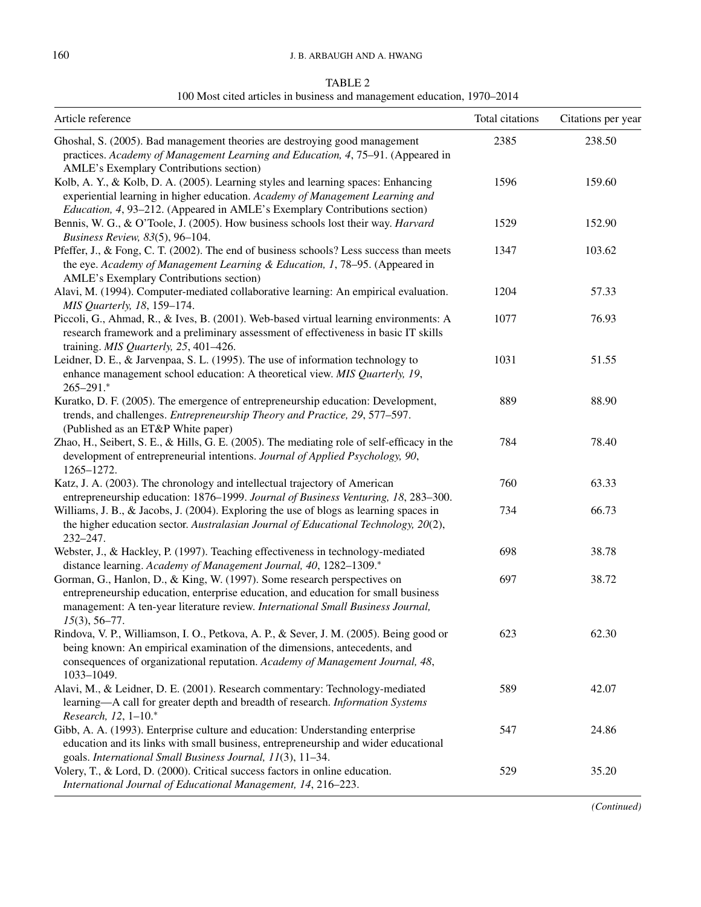TABLE 2

100 Most cited articles in business and management education, 1970–2014

| Article reference | Total citations | Citations per year |
|---|---|---|
| Ghoshal, S. (2005). Bad management theories are destroying good management practices. *Academy of Management Learning and Education, 4*, 75–91. (Appeared in AMLE's Exemplary Contributions section) | 2385 | 238.50 |
| Kolb, A. Y., & Kolb, D. A. (2005). Learning styles and learning spaces: Enhancing experiential learning in higher education. *Academy of Management Learning and Education, 4*, 93–212. (Appeared in AMLE's Exemplary Contributions section) | 1596 | 159.60 |
| Bennis, W. G., & O'Toole, J. (2005). How business schools lost their way. *Harvard Business Review, 83*(5), 96–104. | 1529 | 152.90 |
| Pfeffer, J., & Fong, C. T. (2002). The end of business schools? Less success than meets the eye. *Academy of Management Learning & Education, 1*, 78–95. (Appeared in AMLE's Exemplary Contributions section) | 1347 | 103.62 |
| Alavi, M. (1994). Computer-mediated collaborative learning: An empirical evaluation. *MIS Quarterly, 18*, 159–174. | 1204 | 57.33 |
| Piccoli, G., Ahmad, R., & Ives, B. (2001). Web-based virtual learning environments: A research framework and a preliminary assessment of effectiveness in basic IT skills training. *MIS Quarterly, 25*, 401–426. | 1077 | 76.93 |
| Leidner, D. E., & Jarvenpaa, S. L. (1995). The use of information technology to enhance management school education: A theoretical view. *MIS Quarterly, 19*, 265–291.* | 1031 | 51.55 |
| Kuratko, D. F. (2005). The emergence of entrepreneurship education: Development, trends, and challenges. *Entrepreneurship Theory and Practice, 29*, 577–597. (Published as an ET&P White paper) | 889 | 88.90 |
| Zhao, H., Seibert, S. E., & Hills, G. E. (2005). The mediating role of self-efficacy in the development of entrepreneurial intentions. *Journal of Applied Psychology, 90*, 1265–1272. | 784 | 78.40 |
| Katz, J. A. (2003). The chronology and intellectual trajectory of American entrepreneurship education: 1876–1999. *Journal of Business Venturing, 18*, 283–300. | 760 | 63.33 |
| Williams, J. B., & Jacobs, J. (2004). Exploring the use of blogs as learning spaces in the higher education sector. *Australasian Journal of Educational Technology, 20*(2), 232–247. | 734 | 66.73 |
| Webster, J., & Hackley, P. (1997). Teaching effectiveness in technology-mediated distance learning. *Academy of Management Journal, 40*, 1282–1309.* | 698 | 38.78 |
| Gorman, G., Hanlon, D., & King, W. (1997). Some research perspectives on entrepreneurship education, enterprise education, and education for small business management: A ten-year literature review. *International Small Business Journal, 15*(3), 56–77. | 697 | 38.72 |
| Rindova, V. P., Williamson, I. O., Petkova, A. P., & Sever, J. M. (2005). Being good or being known: An empirical examination of the dimensions, antecedents, and consequences of organizational reputation. *Academy of Management Journal, 48*, 1033–1049. | 623 | 62.30 |
| Alavi, M., & Leidner, D. E. (2001). Research commentary: Technology-mediated learning—A call for greater depth and breadth of research. *Information Systems Research, 12*, 1–10.* | 589 | 42.07 |
| Gibb, A. A. (1993). Enterprise culture and education: Understanding enterprise education and its links with small business, entrepreneurship and wider educational goals. *International Small Business Journal, 11*(3), 11–34. | 547 | 24.86 |
| Volery, T., & Lord, D. (2000). Critical success factors in online education. *International Journal of Educational Management, 14*, 216–223. | 529 | 35.20 |

*(Continued)*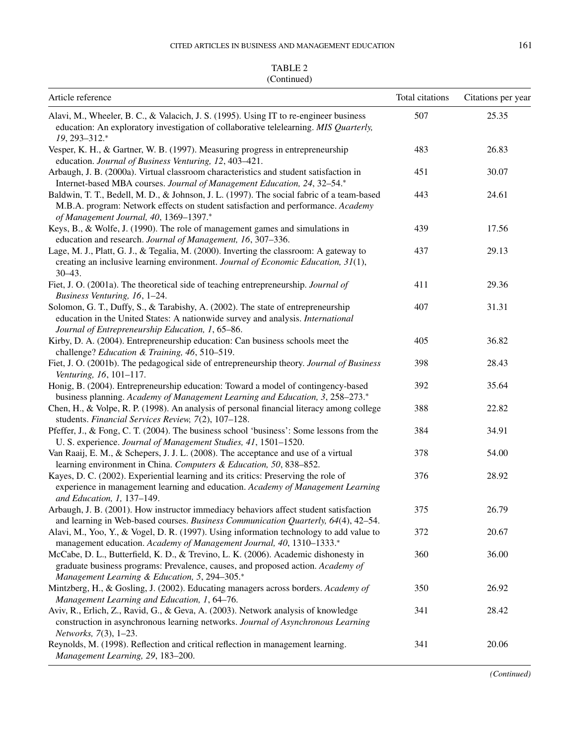TABLE 2
(Continued)

| Article reference | Total citations | Citations per year |
|---|---|---|
| Alavi, M., Wheeler, B. C., & Valacich, J. S. (1995). Using IT to re-engineer business education: An exploratory investigation of collaborative telelearning. *MIS Quarterly, 19*, 293–312.* | 507 | 25.35 |
| Vesper, K. H., & Gartner, W. B. (1997). Measuring progress in entrepreneurship education. *Journal of Business Venturing, 12*, 403–421. | 483 | 26.83 |
| Arbaugh, J. B. (2000a). Virtual classroom characteristics and student satisfaction in Internet-based MBA courses. *Journal of Management Education, 24*, 32–54.* | 451 | 30.07 |
| Baldwin, T. T., Bedell, M. D., & Johnson, J. L. (1997). The social fabric of a team-based M.B.A. program: Network effects on student satisfaction and performance. *Academy of Management Journal, 40*, 1369–1397.* | 443 | 24.61 |
| Keys, B., & Wolfe, J. (1990). The role of management games and simulations in education and research. *Journal of Management, 16*, 307–336. | 439 | 17.56 |
| Lage, M. J., Platt, G. J., & Tegalia, M. (2000). Inverting the classroom: A gateway to creating an inclusive learning environment. *Journal of Economic Education, 31*(1), 30–43. | 437 | 29.13 |
| Fiet, J. O. (2001a). The theoretical side of teaching entrepreneurship. *Journal of Business Venturing, 16*, 1–24. | 411 | 29.36 |
| Solomon, G. T., Duffy, S., & Tarabishy, A. (2002). The state of entrepreneurship education in the United States: A nationwide survey and analysis. *International Journal of Entrepreneurship Education, 1*, 65–86. | 407 | 31.31 |
| Kirby, D. A. (2004). Entrepreneurship education: Can business schools meet the challenge? *Education & Training, 46*, 510–519. | 405 | 36.82 |
| Fiet, J. O. (2001b). The pedagogical side of entrepreneurship theory. *Journal of Business Venturing, 16*, 101–117. | 398 | 28.43 |
| Honig, B. (2004). Entrepreneurship education: Toward a model of contingency-based business planning. *Academy of Management Learning and Education, 3*, 258–273.* | 392 | 35.64 |
| Chen, H., & Volpe, R. P. (1998). An analysis of personal financial literacy among college students. *Financial Services Review, 7*(2), 107–128. | 388 | 22.82 |
| Pfeffer, J., & Fong, C. T. (2004). The business school 'business': Some lessons from the U. S. experience. *Journal of Management Studies, 41*, 1501–1520. | 384 | 34.91 |
| Van Raaij, E. M., & Schepers, J. J. L. (2008). The acceptance and use of a virtual learning environment in China. *Computers & Education, 50*, 838–852. | 378 | 54.00 |
| Kayes, D. C. (2002). Experiential learning and its critics: Preserving the role of experience in management learning and education. *Academy of Management Learning and Education, 1,* 137–149. | 376 | 28.92 |
| Arbaugh, J. B. (2001). How instructor immediacy behaviors affect student satisfaction and learning in Web-based courses. *Business Communication Quarterly, 64*(4), 42–54. | 375 | 26.79 |
| Alavi, M., Yoo, Y., & Vogel, D. R. (1997). Using information technology to add value to management education. *Academy of Management Journal, 40*, 1310–1333.* | 372 | 20.67 |
| McCabe, D. L., Butterfield, K. D., & Trevino, L. K. (2006). Academic dishonesty in graduate business programs: Prevalence, causes, and proposed action. *Academy of Management Learning & Education, 5*, 294–305.* | 360 | 36.00 |
| Mintzberg, H., & Gosling, J. (2002). Educating managers across borders. *Academy of Management Learning and Education, 1*, 64–76. | 350 | 26.92 |
| Aviv, R., Erlich, Z., Ravid, G., & Geva, A. (2003). Network analysis of knowledge construction in asynchronous learning networks. *Journal of Asynchronous Learning Networks, 7*(3), 1–23. | 341 | 28.42 |
| Reynolds, M. (1998). Reflection and critical reflection in management learning. *Management Learning, 29*, 183–200. | 341 | 20.06 |

*(Continued)*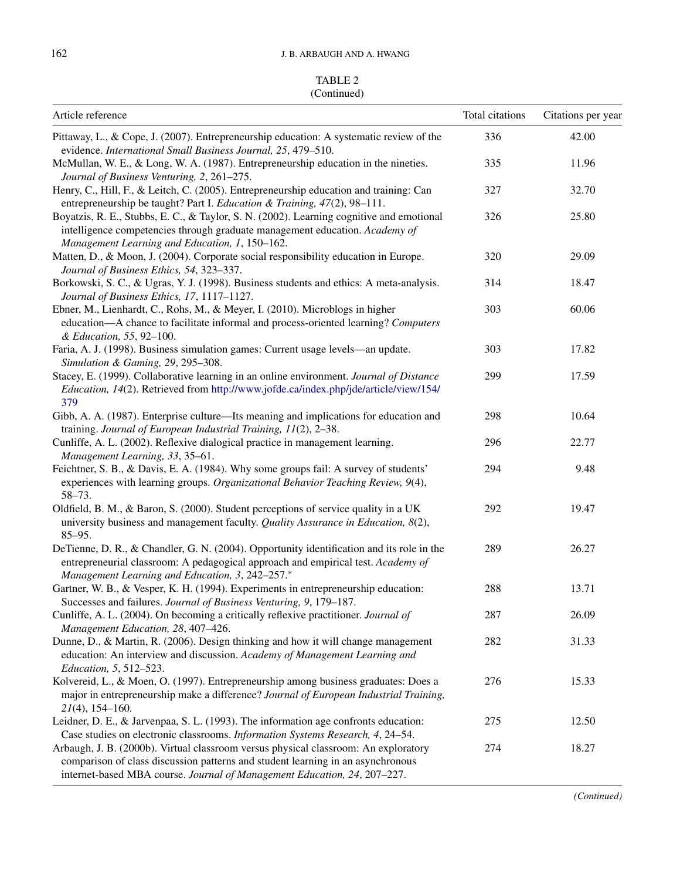TABLE 2
(Continued)

| Article reference | Total citations | Citations per year |
|---|---|---|
| Pittaway, L., & Cope, J. (2007). Entrepreneurship education: A systematic review of the evidence. *International Small Business Journal, 25*, 479–510. | 336 | 42.00 |
| McMullan, W. E., & Long, W. A. (1987). Entrepreneurship education in the nineties. *Journal of Business Venturing, 2*, 261–275. | 335 | 11.96 |
| Henry, C., Hill, F., & Leitch, C. (2005). Entrepreneurship education and training: Can entrepreneurship be taught? Part I. *Education & Training, 47*(2), 98–111. | 327 | 32.70 |
| Boyatzis, R. E., Stubbs, E. C., & Taylor, S. N. (2002). Learning cognitive and emotional intelligence competencies through graduate management education. *Academy of Management Learning and Education, 1*, 150–162. | 326 | 25.80 |
| Matten, D., & Moon, J. (2004). Corporate social responsibility education in Europe. *Journal of Business Ethics, 54*, 323–337. | 320 | 29.09 |
| Borkowski, S. C., & Ugras, Y. J. (1998). Business students and ethics: A meta-analysis. *Journal of Business Ethics, 17*, 1117–1127. | 314 | 18.47 |
| Ebner, M., Lienhardt, C., Rohs, M., & Meyer, I. (2010). Microblogs in higher education—A chance to facilitate informal and process-oriented learning? *Computers & Education, 55*, 92–100. | 303 | 60.06 |
| Faria, A. J. (1998). Business simulation games: Current usage levels—an update. *Simulation & Gaming, 29*, 295–308. | 303 | 17.82 |
| Stacey, E. (1999). Collaborative learning in an online environment. *Journal of Distance Education, 14*(2). Retrieved from http://www.jofde.ca/index.php/jde/article/view/154/379 | 299 | 17.59 |
| Gibb, A. A. (1987). Enterprise culture—Its meaning and implications for education and training. *Journal of European Industrial Training, 11*(2), 2–38. | 298 | 10.64 |
| Cunliffe, A. L. (2002). Reflexive dialogical practice in management learning. *Management Learning, 33*, 35–61. | 296 | 22.77 |
| Feichtner, S. B., & Davis, E. A. (1984). Why some groups fail: A survey of students' experiences with learning groups. *Organizational Behavior Teaching Review, 9*(4), 58–73. | 294 | 9.48 |
| Oldfield, B. M., & Baron, S. (2000). Student perceptions of service quality in a UK university business and management faculty. *Quality Assurance in Education, 8*(2), 85–95. | 292 | 19.47 |
| DeTienne, D. R., & Chandler, G. N. (2004). Opportunity identification and its role in the entrepreneurial classroom: A pedagogical approach and empirical test. *Academy of Management Learning and Education, 3*, 242–257.* | 289 | 26.27 |
| Gartner, W. B., & Vesper, K. H. (1994). Experiments in entrepreneurship education: Successes and failures. *Journal of Business Venturing, 9*, 179–187. | 288 | 13.71 |
| Cunliffe, A. L. (2004). On becoming a critically reflexive practitioner. *Journal of Management Education, 28*, 407–426. | 287 | 26.09 |
| Dunne, D., & Martin, R. (2006). Design thinking and how it will change management education: An interview and discussion. *Academy of Management Learning and Education, 5*, 512–523. | 282 | 31.33 |
| Kolvereid, L., & Moen, O. (1997). Entrepreneurship among business graduates: Does a major in entrepreneurship make a difference? *Journal of European Industrial Training, 21*(4), 154–160. | 276 | 15.33 |
| Leidner, D. E., & Jarvenpaa, S. L. (1993). The information age confronts education: Case studies on electronic classrooms. *Information Systems Research, 4*, 24–54. | 275 | 12.50 |
| Arbaugh, J. B. (2000b). Virtual classroom versus physical classroom: An exploratory comparison of class discussion patterns and student learning in an asynchronous internet-based MBA course. *Journal of Management Education, 24*, 207–227. | 274 | 18.27 |

*(Continued)*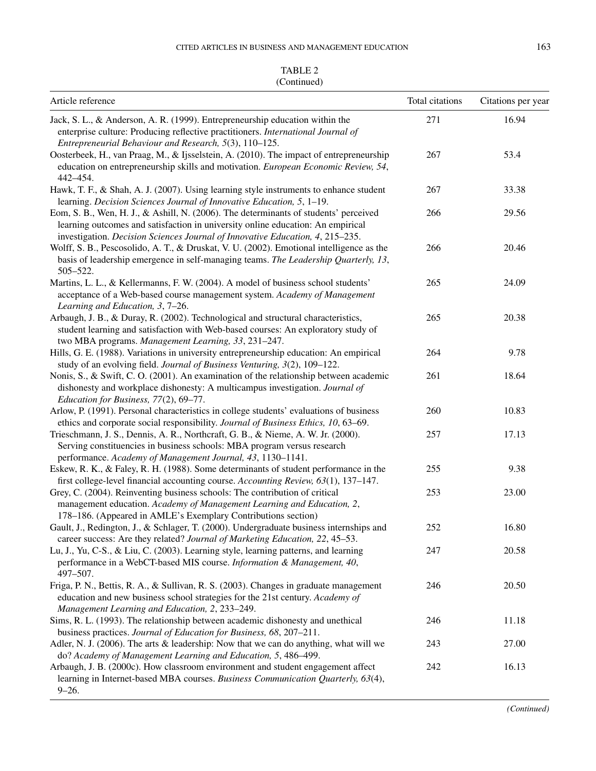TABLE 2
(Continued)

| Article reference | Total citations | Citations per year |
|---|---|---|
| Jack, S. L., & Anderson, A. R. (1999). Entrepreneurship education within the enterprise culture: Producing reflective practitioners. *International Journal of Entrepreneurial Behaviour and Research, 5*(3), 110–125. | 271 | 16.94 |
| Oosterbeek, H., van Praag, M., & Ijsselstein, A. (2010). The impact of entrepreneurship education on entrepreneurship skills and motivation. *European Economic Review, 54*, 442–454. | 267 | 53.4 |
| Hawk, T. F., & Shah, A. J. (2007). Using learning style instruments to enhance student learning. *Decision Sciences Journal of Innovative Education, 5*, 1–19. | 267 | 33.38 |
| Eom, S. B., Wen, H. J., & Ashill, N. (2006). The determinants of students' perceived learning outcomes and satisfaction in university online education: An empirical investigation. *Decision Sciences Journal of Innovative Education, 4*, 215–235. | 266 | 29.56 |
| Wolff, S. B., Pescosolido, A. T., & Druskat, V. U. (2002). Emotional intelligence as the basis of leadership emergence in self-managing teams. *The Leadership Quarterly, 13*, 505–522. | 266 | 20.46 |
| Martins, L. L., & Kellermanns, F. W. (2004). A model of business school students' acceptance of a Web-based course management system. *Academy of Management Learning and Education, 3*, 7–26. | 265 | 24.09 |
| Arbaugh, J. B., & Duray, R. (2002). Technological and structural characteristics, student learning and satisfaction with Web-based courses: An exploratory study of two MBA programs. *Management Learning, 33*, 231–247. | 265 | 20.38 |
| Hills, G. E. (1988). Variations in university entrepreneurship education: An empirical study of an evolving field. *Journal of Business Venturing, 3*(2), 109–122. | 264 | 9.78 |
| Nonis, S., & Swift, C. O. (2001). An examination of the relationship between academic dishonesty and workplace dishonesty: A multicampus investigation. *Journal of Education for Business, 77*(2), 69–77. | 261 | 18.64 |
| Arlow, P. (1991). Personal characteristics in college students' evaluations of business ethics and corporate social responsibility. *Journal of Business Ethics, 10*, 63–69. | 260 | 10.83 |
| Trieschmann, J. S., Dennis, A. R., Northcraft, G. B., & Nieme, A. W. Jr. (2000). Serving constituencies in business schools: MBA program versus research performance. *Academy of Management Journal, 43*, 1130–1141. | 257 | 17.13 |
| Eskew, R. K., & Faley, R. H. (1988). Some determinants of student performance in the first college-level financial accounting course. *Accounting Review, 63*(1), 137–147. | 255 | 9.38 |
| Grey, C. (2004). Reinventing business schools: The contribution of critical management education. *Academy of Management Learning and Education, 2*, 178–186. (Appeared in AMLE's Exemplary Contributions section) | 253 | 23.00 |
| Gault, J., Redington, J., & Schlager, T. (2000). Undergraduate business internships and career success: Are they related? *Journal of Marketing Education, 22*, 45–53. | 252 | 16.80 |
| Lu, J., Yu, C-S., & Liu, C. (2003). Learning style, learning patterns, and learning performance in a WebCT-based MIS course. *Information & Management, 40*, 497–507. | 247 | 20.58 |
| Friga, P. N., Bettis, R. A., & Sullivan, R. S. (2003). Changes in graduate management education and new business school strategies for the 21st century. *Academy of Management Learning and Education, 2*, 233–249. | 246 | 20.50 |
| Sims, R. L. (1993). The relationship between academic dishonesty and unethical business practices. *Journal of Education for Business, 68*, 207–211. | 246 | 11.18 |
| Adler, N. J. (2006). The arts & leadership: Now that we can do anything, what will we do? *Academy of Management Learning and Education, 5*, 486–499. | 243 | 27.00 |
| Arbaugh, J. B. (2000c). How classroom environment and student engagement affect learning in Internet-based MBA courses. *Business Communication Quarterly, 63*(4), 9–26. | 242 | 16.13 |

*(Continued)*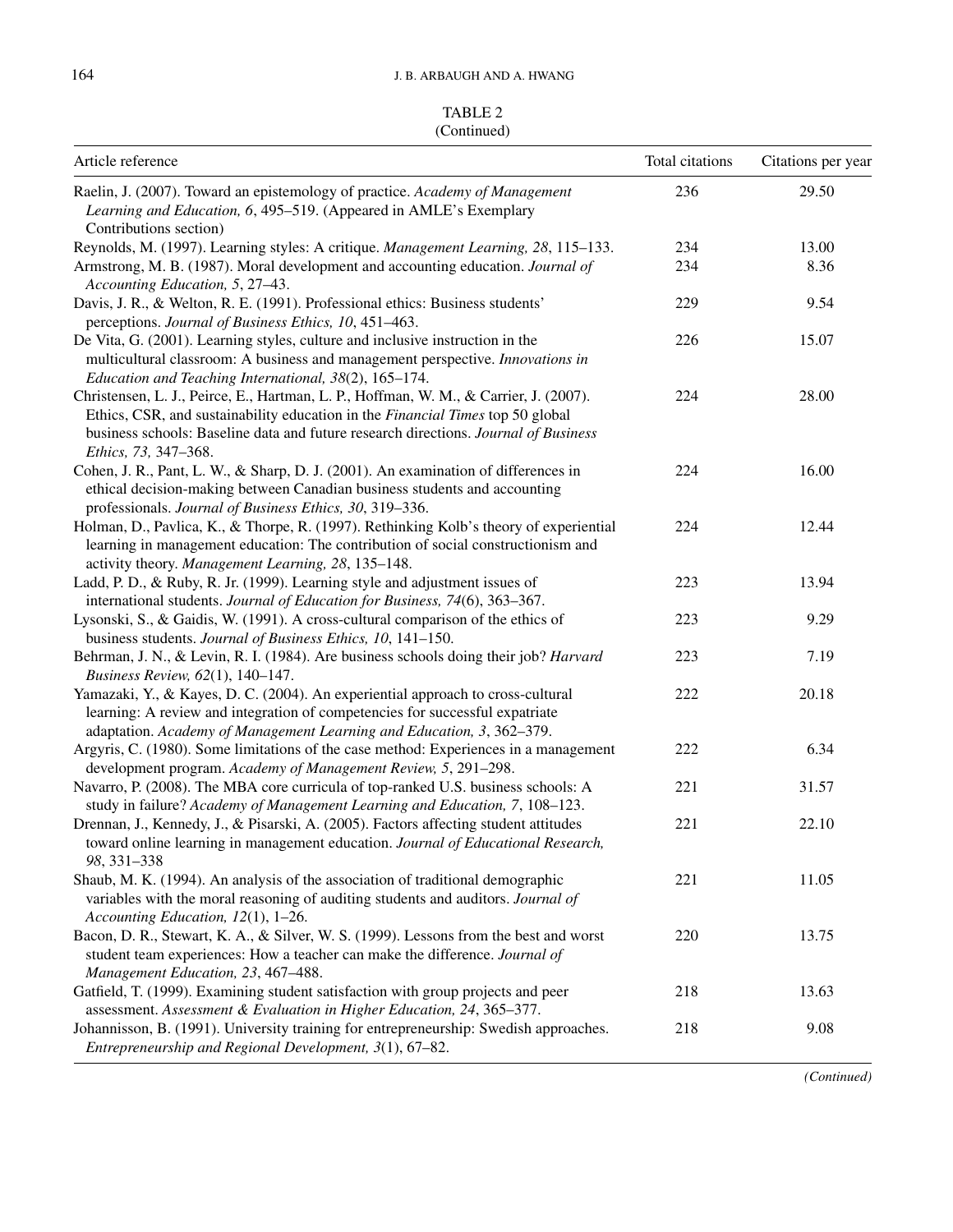TABLE 2
(Continued)

| Article reference | Total citations | Citations per year |
|---|---|---|
| Raelin, J. (2007). Toward an epistemology of practice. *Academy of Management Learning and Education, 6*, 495–519. (Appeared in AMLE's Exemplary Contributions section) | 236 | 29.50 |
| Reynolds, M. (1997). Learning styles: A critique. *Management Learning, 28*, 115–133. | 234 | 13.00 |
| Armstrong, M. B. (1987). Moral development and accounting education. *Journal of Accounting Education, 5*, 27–43. | 234 | 8.36 |
| Davis, J. R., & Welton, R. E. (1991). Professional ethics: Business students' perceptions. *Journal of Business Ethics, 10*, 451–463. | 229 | 9.54 |
| De Vita, G. (2001). Learning styles, culture and inclusive instruction in the multicultural classroom: A business and management perspective. *Innovations in Education and Teaching International, 38*(2), 165–174. | 226 | 15.07 |
| Christensen, L. J., Peirce, E., Hartman, L. P., Hoffman, W. M., & Carrier, J. (2007). Ethics, CSR, and sustainability education in the *Financial Times* top 50 global business schools: Baseline data and future research directions. *Journal of Business Ethics, 73,* 347–368. | 224 | 28.00 |
| Cohen, J. R., Pant, L. W., & Sharp, D. J. (2001). An examination of differences in ethical decision-making between Canadian business students and accounting professionals. *Journal of Business Ethics, 30*, 319–336. | 224 | 16.00 |
| Holman, D., Pavlica, K., & Thorpe, R. (1997). Rethinking Kolb's theory of experiential learning in management education: The contribution of social constructionism and activity theory. *Management Learning, 28*, 135–148. | 224 | 12.44 |
| Ladd, P. D., & Ruby, R. Jr. (1999). Learning style and adjustment issues of international students. *Journal of Education for Business, 74*(6), 363–367. | 223 | 13.94 |
| Lysonski, S., & Gaidis, W. (1991). A cross-cultural comparison of the ethics of business students. *Journal of Business Ethics, 10*, 141–150. | 223 | 9.29 |
| Behrman, J. N., & Levin, R. I. (1984). Are business schools doing their job? *Harvard Business Review, 62*(1), 140–147. | 223 | 7.19 |
| Yamazaki, Y., & Kayes, D. C. (2004). An experiential approach to cross-cultural learning: A review and integration of competencies for successful expatriate adaptation. *Academy of Management Learning and Education, 3*, 362–379. | 222 | 20.18 |
| Argyris, C. (1980). Some limitations of the case method: Experiences in a management development program. *Academy of Management Review, 5*, 291–298. | 222 | 6.34 |
| Navarro, P. (2008). The MBA core curricula of top-ranked U.S. business schools: A study in failure? *Academy of Management Learning and Education, 7*, 108–123. | 221 | 31.57 |
| Drennan, J., Kennedy, J., & Pisarski, A. (2005). Factors affecting student attitudes toward online learning in management education. *Journal of Educational Research, 98*, 331–338 | 221 | 22.10 |
| Shaub, M. K. (1994). An analysis of the association of traditional demographic variables with the moral reasoning of auditing students and auditors. *Journal of Accounting Education, 12*(1), 1–26. | 221 | 11.05 |
| Bacon, D. R., Stewart, K. A., & Silver, W. S. (1999). Lessons from the best and worst student team experiences: How a teacher can make the difference. *Journal of Management Education, 23*, 467–488. | 220 | 13.75 |
| Gatfield, T. (1999). Examining student satisfaction with group projects and peer assessment. *Assessment & Evaluation in Higher Education, 24*, 365–377. | 218 | 13.63 |
| Johannisson, B. (1991). University training for entrepreneurship: Swedish approaches. *Entrepreneurship and Regional Development, 3*(1), 67–82. | 218 | 9.08 |

*(Continued)*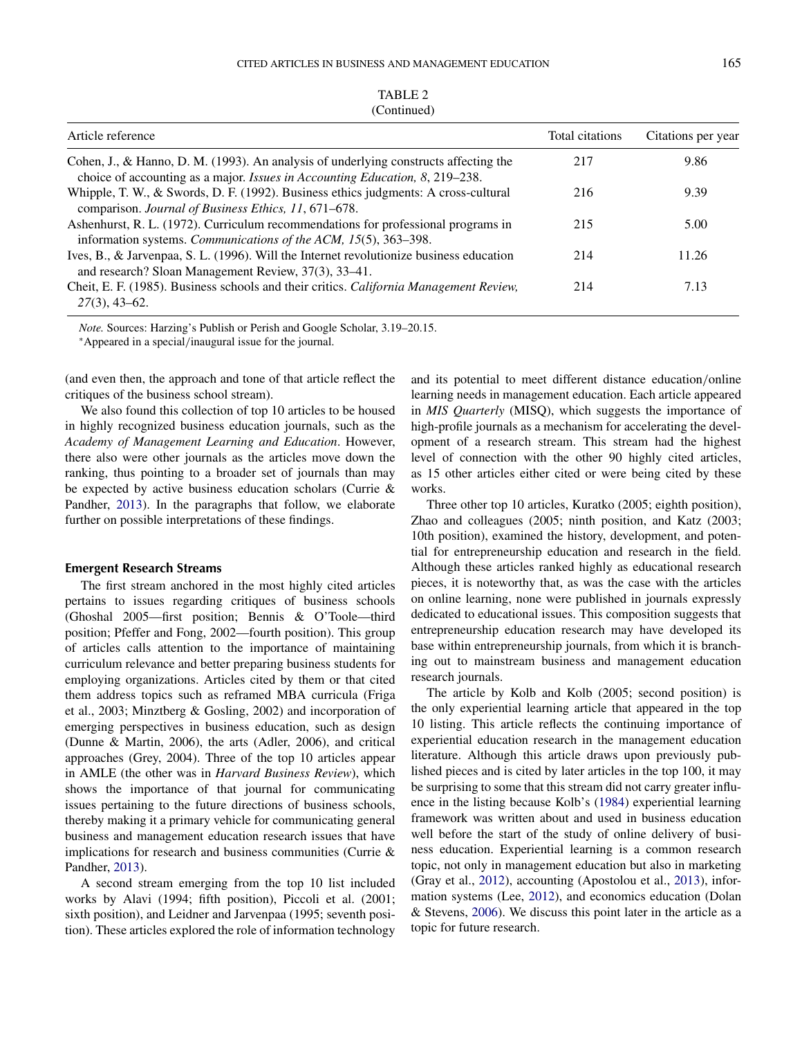TABLE 2
(Continued)

| Article reference | Total citations | Citations per year |
|---|---|---|
| Cohen, J., & Hanno, D. M. (1993). An analysis of underlying constructs affecting the choice of accounting as a major. *Issues in Accounting Education, 8*, 219–238. | 217 | 9.86 |
| Whipple, T. W., & Swords, D. F. (1992). Business ethics judgments: A cross-cultural comparison. *Journal of Business Ethics, 11*, 671–678. | 216 | 9.39 |
| Ashenhurst, R. L. (1972). Curriculum recommendations for professional programs in information systems. *Communications of the ACM, 15*(5), 363–398. | 215 | 5.00 |
| Ives, B., & Jarvenpaa, S. L. (1996). Will the Internet revolutionize business education and research? Sloan Management Review, 37(3), 33–41. | 214 | 11.26 |
| Cheit, E. F. (1985). Business schools and their critics. *California Management Review, 27*(3), 43–62. | 214 | 7.13 |

*Note.* Sources: Harzing's Publish or Perish and Google Scholar, 3.19–20.15.
*Appeared in a special/inaugural issue for the journal.

(and even then, the approach and tone of that article reflect the critiques of the business school stream).

We also found this collection of top 10 articles to be housed in highly recognized business education journals, such as the *Academy of Management Learning and Education*. However, there also were other journals as the articles move down the ranking, thus pointing to a broader set of journals than may be expected by active business education scholars (Currie & Pandher, 2013). In the paragraphs that follow, we elaborate further on possible interpretations of these findings.

### Emergent Research Streams

The first stream anchored in the most highly cited articles pertains to issues regarding critiques of business schools (Ghoshal 2005—first position; Bennis & O'Toole—third position; Pfeffer and Fong, 2002—fourth position). This group of articles calls attention to the importance of maintaining curriculum relevance and better preparing business students for employing organizations. Articles cited by them or that cited them address topics such as reframed MBA curricula (Friga et al., 2003; Minztberg & Gosling, 2002) and incorporation of emerging perspectives in business education, such as design (Dunne & Martin, 2006), the arts (Adler, 2006), and critical approaches (Grey, 2004). Three of the top 10 articles appear in AMLE (the other was in *Harvard Business Review*), which shows the importance of that journal for communicating issues pertaining to the future directions of business schools, thereby making it a primary vehicle for communicating general business and management education research issues that have implications for research and business communities (Currie & Pandher, 2013).

A second stream emerging from the top 10 list included works by Alavi (1994; fifth position), Piccoli et al. (2001; sixth position), and Leidner and Jarvenpaa (1995; seventh position). These articles explored the role of information technology and its potential to meet different distance education/online learning needs in management education. Each article appeared in *MIS Quarterly* (MISQ), which suggests the importance of high-profile journals as a mechanism for accelerating the development of a research stream. This stream had the highest level of connection with the other 90 highly cited articles, as 15 other articles either cited or were being cited by these works.

Three other top 10 articles, Kuratko (2005; eighth position), Zhao and colleagues (2005; ninth position, and Katz (2003; 10th position), examined the history, development, and potential for entrepreneurship education and research in the field. Although these articles ranked highly as educational research pieces, it is noteworthy that, as was the case with the articles on online learning, none were published in journals expressly dedicated to educational issues. This composition suggests that entrepreneurship education research may have developed its base within entrepreneurship journals, from which it is branching out to mainstream business and management education research journals.

The article by Kolb and Kolb (2005; second position) is the only experiential learning article that appeared in the top 10 listing. This article reflects the continuing importance of experiential education research in the management education literature. Although this article draws upon previously published pieces and is cited by later articles in the top 100, it may be surprising to some that this stream did not carry greater influence in the listing because Kolb's (1984) experiential learning framework was written about and used in business education well before the start of the study of online delivery of business education. Experiential learning is a common research topic, not only in management education but also in marketing (Gray et al., 2012), accounting (Apostolou et al., 2013), information systems (Lee, 2012), and economics education (Dolan & Stevens, 2006). We discuss this point later in the article as a topic for future research.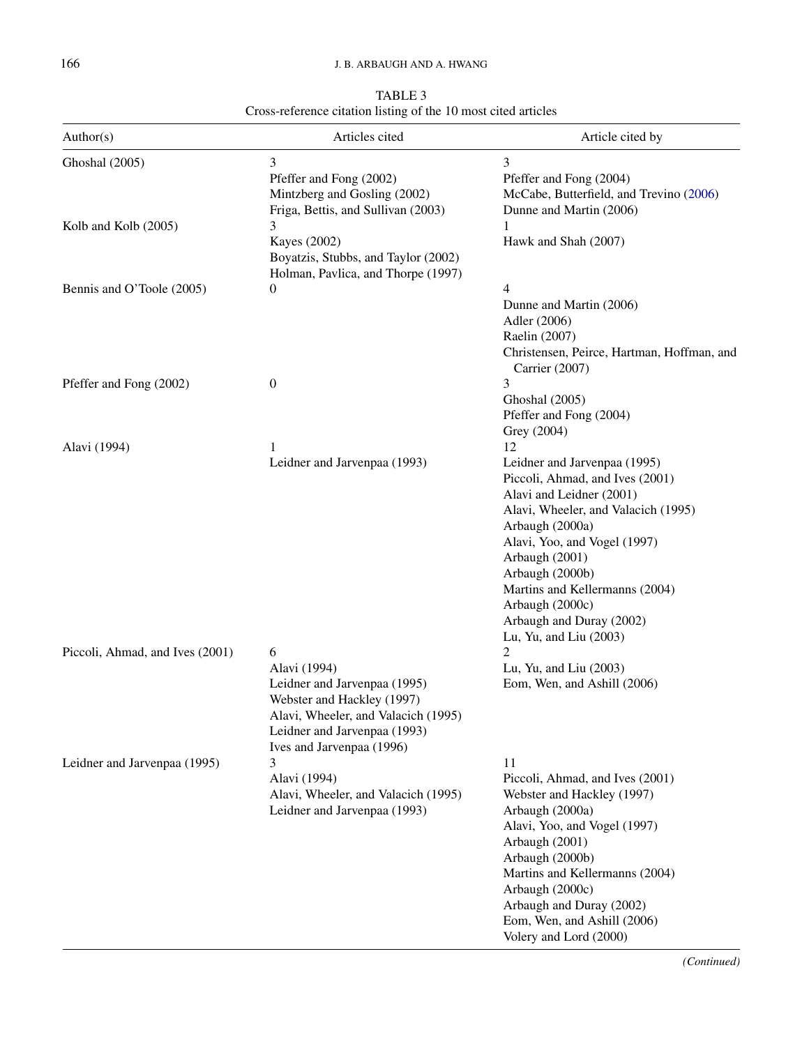TABLE 3
Cross-reference citation listing of the 10 most cited articles

| Author(s) | Articles cited | Article cited by |
|---|---|---|
| Ghoshal (2005) | 3<br>Pfeffer and Fong (2002)<br>Mintzberg and Gosling (2002)<br>Friga, Bettis, and Sullivan (2003) | 3<br>Pfeffer and Fong (2004)<br>McCabe, Butterfield, and Trevino (2006)<br>Dunne and Martin (2006) |
| Kolb and Kolb (2005) | 3<br>Kayes (2002)<br>Boyatzis, Stubbs, and Taylor (2002)<br>Holman, Pavlica, and Thorpe (1997) | 1<br>Hawk and Shah (2007) |
| Bennis and O'Toole (2005) | 0 | 4<br>Dunne and Martin (2006)<br>Adler (2006)<br>Raelin (2007)<br>Christensen, Peirce, Hartman, Hoffman, and Carrier (2007) |
| Pfeffer and Fong (2002) | 0 | 3<br>Ghoshal (2005)<br>Pfeffer and Fong (2004)<br>Grey (2004) |
| Alavi (1994) | 1<br>Leidner and Jarvenpaa (1993) | 12<br>Leidner and Jarvenpaa (1995)<br>Piccoli, Ahmad, and Ives (2001)<br>Alavi and Leidner (2001)<br>Alavi, Wheeler, and Valacich (1995)<br>Arbaugh (2000a)<br>Alavi, Yoo, and Vogel (1997)<br>Arbaugh (2001)<br>Arbaugh (2000b)<br>Martins and Kellermanns (2004)<br>Arbaugh (2000c)<br>Arbaugh and Duray (2002)<br>Lu, Yu, and Liu (2003) |
| Piccoli, Ahmad, and Ives (2001) | 6<br>Alavi (1994)<br>Leidner and Jarvenpaa (1995)<br>Webster and Hackley (1997)<br>Alavi, Wheeler, and Valacich (1995)<br>Leidner and Jarvenpaa (1993)<br>Ives and Jarvenpaa (1996) | 2<br>Lu, Yu, and Liu (2003)<br>Eom, Wen, and Ashill (2006) |
| Leidner and Jarvenpaa (1995) | 3<br>Alavi (1994)<br>Alavi, Wheeler, and Valacich (1995)<br>Leidner and Jarvenpaa (1993) | 11<br>Piccoli, Ahmad, and Ives (2001)<br>Webster and Hackley (1997)<br>Arbaugh (2000a)<br>Alavi, Yoo, and Vogel (1997)<br>Arbaugh (2001)<br>Arbaugh (2000b)<br>Martins and Kellermanns (2004)<br>Arbaugh (2000c)<br>Arbaugh and Duray (2002)<br>Eom, Wen, and Ashill (2006)<br>Volery and Lord (2000) |

*(Continued)*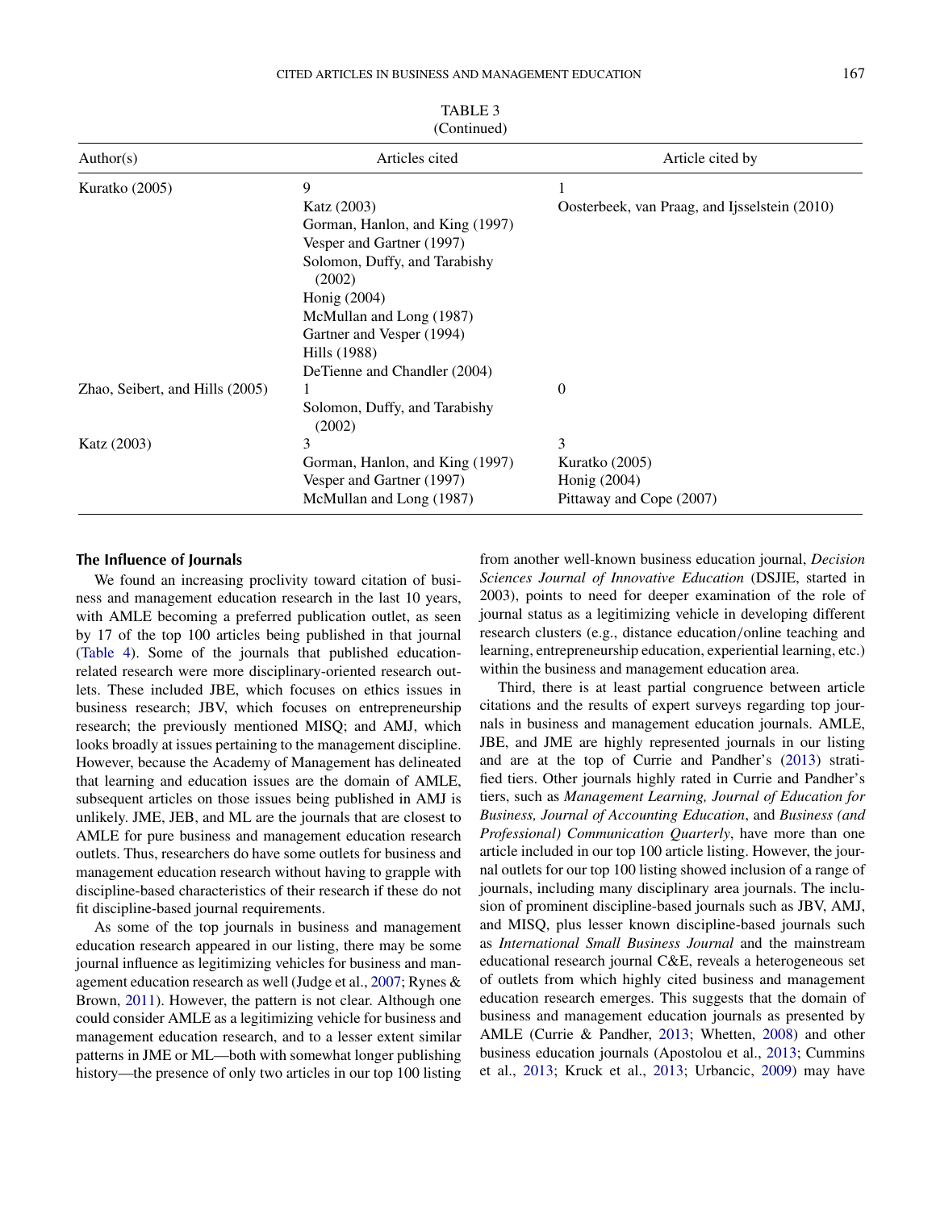TABLE 3
(Continued)

| Author(s) | Articles cited | Article cited by |
|---|---|---|
| Kuratko (2005) | 9<br>Katz (2003)<br>Gorman, Hanlon, and King (1997)<br>Vesper and Gartner (1997)<br>Solomon, Duffy, and Tarabishy (2002)<br>Honig (2004)<br>McMullan and Long (1987)<br>Gartner and Vesper (1994)<br>Hills (1988)<br>DeTienne and Chandler (2004) | 1<br>Oosterbeek, van Praag, and Ijsselstein (2010) |
| Zhao, Seibert, and Hills (2005) | 1<br>Solomon, Duffy, and Tarabishy (2002) | 0 |
| Katz (2003) | 3<br>Gorman, Hanlon, and King (1997)<br>Vesper and Gartner (1997)<br>McMullan and Long (1987) | 3<br>Kuratko (2005)<br>Honig (2004)<br>Pittaway and Cope (2007) |

### The Influence of Journals

We found an increasing proclivity toward citation of business and management education research in the last 10 years, with AMLE becoming a preferred publication outlet, as seen by 17 of the top 100 articles being published in that journal (Table 4). Some of the journals that published education-related research were more disciplinary-oriented research outlets. These included JBE, which focuses on ethics issues in business research; JBV, which focuses on entrepreneurship research; the previously mentioned MISQ; and AMJ, which looks broadly at issues pertaining to the management discipline. However, because the Academy of Management has delineated that learning and education issues are the domain of AMLE, subsequent articles on those issues being published in AMJ is unlikely. JME, JEB, and ML are the journals that are closest to AMLE for pure business and management education research outlets. Thus, researchers do have some outlets for business and management education research without having to grapple with discipline-based characteristics of their research if these do not fit discipline-based journal requirements.

As some of the top journals in business and management education research appeared in our listing, there may be some journal influence as legitimizing vehicles for business and management education research as well (Judge et al., 2007; Rynes & Brown, 2011). However, the pattern is not clear. Although one could consider AMLE as a legitimizing vehicle for business and management education research, and to a lesser extent similar patterns in JME or ML—both with somewhat longer publishing history—the presence of only two articles in our top 100 listing from another well-known business education journal, *Decision Sciences Journal of Innovative Education* (DSJIE, started in 2003), points to need for deeper examination of the role of journal status as a legitimizing vehicle in developing different research clusters (e.g., distance education/online teaching and learning, entrepreneurship education, experiential learning, etc.) within the business and management education area.

Third, there is at least partial congruence between article citations and the results of expert surveys regarding top journals in business and management education journals. AMLE, JBE, and JME are highly represented journals in our listing and are at the top of Currie and Pandher's (2013) stratified tiers. Other journals highly rated in Currie and Pandher's tiers, such as *Management Learning, Journal of Education for Business, Journal of Accounting Education*, and *Business (and Professional) Communication Quarterly*, have more than one article included in our top 100 article listing. However, the journal outlets for our top 100 listing showed inclusion of a range of journals, including many disciplinary area journals. The inclusion of prominent discipline-based journals such as JBV, AMJ, and MISQ, plus lesser known discipline-based journals such as *International Small Business Journal* and the mainstream educational research journal C&E, reveals a heterogeneous set of outlets from which highly cited business and management education research emerges. This suggests that the domain of business and management education journals as presented by AMLE (Currie & Pandher, 2013; Whetten, 2008) and other business education journals (Apostolou et al., 2013; Cummins et al., 2013; Kruck et al., 2013; Urbancic, 2009) may have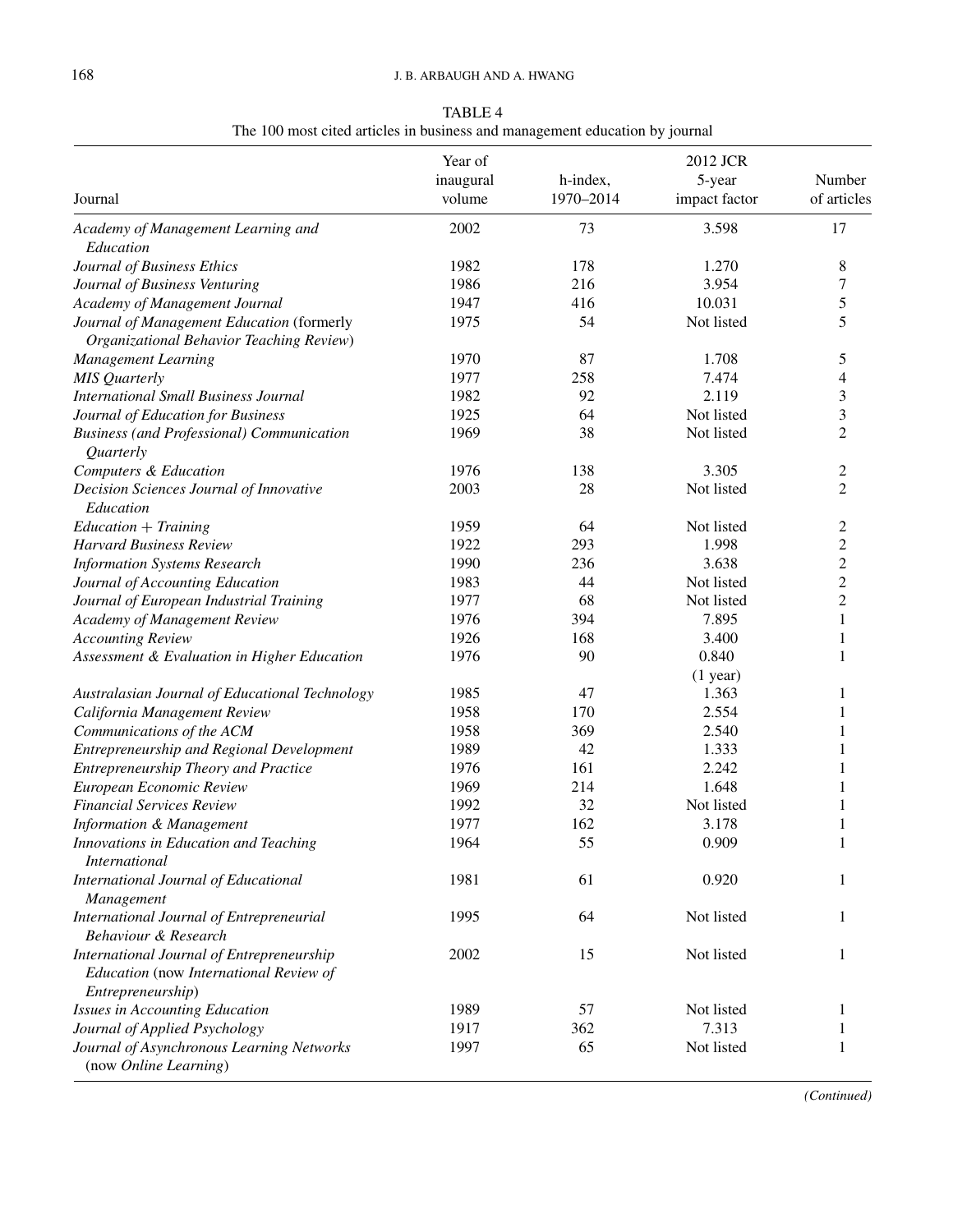TABLE 4
The 100 most cited articles in business and management education by journal

| Journal | Year of inaugural volume | h-index, 1970–2014 | 2012 JCR 5-year impact factor | Number of articles |
|---|---|---|---|---|
| *Academy of Management Learning and Education* | 2002 | 73 | 3.598 | 17 |
| *Journal of Business Ethics* | 1982 | 178 | 1.270 | 8 |
| *Journal of Business Venturing* | 1986 | 216 | 3.954 | 7 |
| *Academy of Management Journal* | 1947 | 416 | 10.031 | 5 |
| *Journal of Management Education* (formerly *Organizational Behavior Teaching Review*) | 1975 | 54 | Not listed | 5 |
| *Management Learning* | 1970 | 87 | 1.708 | 5 |
| *MIS Quarterly* | 1977 | 258 | 7.474 | 4 |
| *International Small Business Journal* | 1982 | 92 | 2.119 | 3 |
| *Journal of Education for Business* | 1925 | 64 | Not listed | 3 |
| *Business (and Professional) Communication Quarterly* | 1969 | 38 | Not listed | 2 |
| *Computers & Education* | 1976 | 138 | 3.305 | 2 |
| *Decision Sciences Journal of Innovative Education* | 2003 | 28 | Not listed | 2 |
| *Education + Training* | 1959 | 64 | Not listed | 2 |
| *Harvard Business Review* | 1922 | 293 | 1.998 | 2 |
| *Information Systems Research* | 1990 | 236 | 3.638 | 2 |
| *Journal of Accounting Education* | 1983 | 44 | Not listed | 2 |
| *Journal of European Industrial Training* | 1977 | 68 | Not listed | 2 |
| *Academy of Management Review* | 1976 | 394 | 7.895 | 1 |
| *Accounting Review* | 1926 | 168 | 3.400 | 1 |
| *Assessment & Evaluation in Higher Education* | 1976 | 90 | 0.840 (1 year) | 1 |
| *Australasian Journal of Educational Technology* | 1985 | 47 | 1.363 | 1 |
| *California Management Review* | 1958 | 170 | 2.554 | 1 |
| *Communications of the ACM* | 1958 | 369 | 2.540 | 1 |
| *Entrepreneurship and Regional Development* | 1989 | 42 | 1.333 | 1 |
| *Entrepreneurship Theory and Practice* | 1976 | 161 | 2.242 | 1 |
| *European Economic Review* | 1969 | 214 | 1.648 | 1 |
| *Financial Services Review* | 1992 | 32 | Not listed | 1 |
| *Information & Management* | 1977 | 162 | 3.178 | 1 |
| *Innovations in Education and Teaching International* | 1964 | 55 | 0.909 | 1 |
| *International Journal of Educational Management* | 1981 | 61 | 0.920 | 1 |
| *International Journal of Entrepreneurial Behaviour & Research* | 1995 | 64 | Not listed | 1 |
| *International Journal of Entrepreneurship Education* (now *International Review of Entrepreneurship*) | 2002 | 15 | Not listed | 1 |
| *Issues in Accounting Education* | 1989 | 57 | Not listed | 1 |
| *Journal of Applied Psychology* | 1917 | 362 | 7.313 | 1 |
| *Journal of Asynchronous Learning Networks* (now *Online Learning*) | 1997 | 65 | Not listed | 1 |

*(Continued)*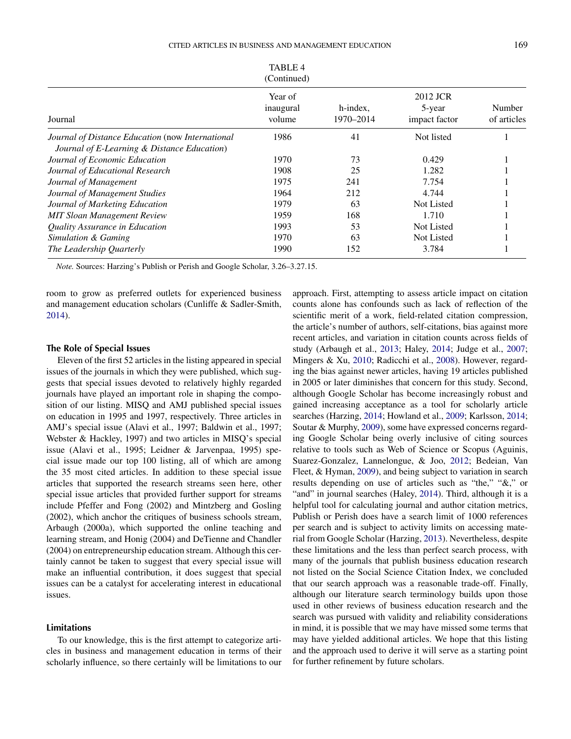TABLE 4
(Continued)

| Journal | Year of inaugural volume | h-index, 1970–2014 | 2012 JCR 5-year impact factor | Number of articles |
|---|---|---|---|---|
| *Journal of Distance Education* (now *International Journal of E-Learning & Distance Education*) | 1986 | 41 | Not listed | 1 |
| *Journal of Economic Education* | 1970 | 73 | 0.429 | 1 |
| *Journal of Educational Research* | 1908 | 25 | 1.282 | 1 |
| *Journal of Management* | 1975 | 241 | 7.754 | 1 |
| *Journal of Management Studies* | 1964 | 212 | 4.744 | 1 |
| *Journal of Marketing Education* | 1979 | 63 | Not Listed | 1 |
| *MIT Sloan Management Review* | 1959 | 168 | 1.710 | 1 |
| *Quality Assurance in Education* | 1993 | 53 | Not Listed | 1 |
| *Simulation & Gaming* | 1970 | 63 | Not Listed | 1 |
| *The Leadership Quarterly* | 1990 | 152 | 3.784 | 1 |

*Note.* Sources: Harzing's Publish or Perish and Google Scholar, 3.26–3.27.15.

room to grow as preferred outlets for experienced business and management education scholars (Cunliffe & Sadler-Smith, 2014).

### The Role of Special Issues

Eleven of the first 52 articles in the listing appeared in special issues of the journals in which they were published, which suggests that special issues devoted to relatively highly regarded journals have played an important role in shaping the composition of our listing. MISQ and AMJ published special issues on education in 1995 and 1997, respectively. Three articles in AMJ's special issue (Alavi et al., 1997; Baldwin et al., 1997; Webster & Hackley, 1997) and two articles in MISQ's special issue (Alavi et al., 1995; Leidner & Jarvenpaa, 1995) special issue made our top 100 listing, all of which are among the 35 most cited articles. In addition to these special issue articles that supported the research streams seen here, other special issue articles that provided further support for streams include Pfeffer and Fong (2002) and Mintzberg and Gosling (2002), which anchor the critiques of business schools stream, Arbaugh (2000a), which supported the online teaching and learning stream, and Honig (2004) and DeTienne and Chandler (2004) on entrepreneurship education stream. Although this certainly cannot be taken to suggest that every special issue will make an influential contribution, it does suggest that special issues can be a catalyst for accelerating interest in educational issues.

### Limitations

To our knowledge, this is the first attempt to categorize articles in business and management education in terms of their scholarly influence, so there certainly will be limitations to our approach. First, attempting to assess article impact on citation counts alone has confounds such as lack of reflection of the scientific merit of a work, field-related citation compression, the article's number of authors, self-citations, bias against more recent articles, and variation in citation counts across fields of study (Arbaugh et al., 2013; Haley, 2014; Judge et al., 2007; Mingers & Xu, 2010; Radicchi et al., 2008). However, regarding the bias against newer articles, having 19 articles published in 2005 or later diminishes that concern for this study. Second, although Google Scholar has become increasingly robust and gained increasing acceptance as a tool for scholarly article searches (Harzing, 2014; Howland et al., 2009; Karlsson, 2014; Soutar & Murphy, 2009), some have expressed concerns regarding Google Scholar being overly inclusive of citing sources relative to tools such as Web of Science or Scopus (Aguinis, Suarez-Gonzalez, Lannelongue, & Joo, 2012; Bedeian, Van Fleet, & Hyman, 2009), and being subject to variation in search results depending on use of articles such as "the," "&," or "and" in journal searches (Haley, 2014). Third, although it is a helpful tool for calculating journal and author citation metrics, Publish or Perish does have a search limit of 1000 references per search and is subject to activity limits on accessing material from Google Scholar (Harzing, 2013). Nevertheless, despite these limitations and the less than perfect search process, with many of the journals that publish business education research not listed on the Social Science Citation Index, we concluded that our search approach was a reasonable trade-off. Finally, although our literature search terminology builds upon those used in other reviews of business education research and the search was pursued with validity and reliability considerations in mind, it is possible that we may have missed some terms that may have yielded additional articles. We hope that this listing and the approach used to derive it will serve as a starting point for further refinement by future scholars.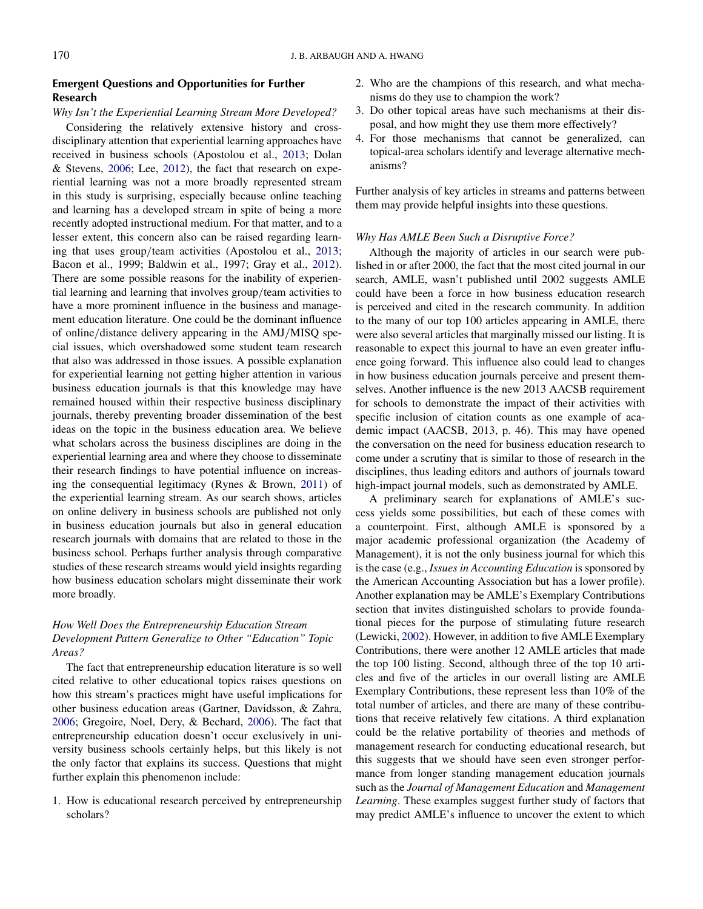## Emergent Questions and Opportunities for Further Research

### *Why Isn't the Experiential Learning Stream More Developed?*

Considering the relatively extensive history and cross-disciplinary attention that experiential learning approaches have received in business schools (Apostolou et al., 2013; Dolan & Stevens, 2006; Lee, 2012), the fact that research on experiential learning was not a more broadly represented stream in this study is surprising, especially because online teaching and learning has a developed stream in spite of being a more recently adopted instructional medium. For that matter, and to a lesser extent, this concern also can be raised regarding learning that uses group/team activities (Apostolou et al., 2013; Bacon et al., 1999; Baldwin et al., 1997; Gray et al., 2012). There are some possible reasons for the inability of experiential learning and learning that involves group/team activities to have a more prominent influence in the business and management education literature. One could be the dominant influence of online/distance delivery appearing in the AMJ/MISQ special issues, which overshadowed some student team research that also was addressed in those issues. A possible explanation for experiential learning not getting higher attention in various business education journals is that this knowledge may have remained housed within their respective business disciplinary journals, thereby preventing broader dissemination of the best ideas on the topic in the business education area. We believe what scholars across the business disciplines are doing in the experiential learning area and where they choose to disseminate their research findings to have potential influence on increasing the consequential legitimacy (Rynes & Brown, 2011) of the experiential learning stream. As our search shows, articles on online delivery in business schools are published not only in business education journals but also in general education research journals with domains that are related to those in the business school. Perhaps further analysis through comparative studies of these research streams would yield insights regarding how business education scholars might disseminate their work more broadly.

### *How Well Does the Entrepreneurship Education Stream Development Pattern Generalize to Other "Education" Topic Areas?*

The fact that entrepreneurship education literature is so well cited relative to other educational topics raises questions on how this stream's practices might have useful implications for other business education areas (Gartner, Davidsson, & Zahra, 2006; Gregoire, Noel, Dery, & Bechard, 2006). The fact that entrepreneurship education doesn't occur exclusively in university business schools certainly helps, but this likely is not the only factor that explains its success. Questions that might further explain this phenomenon include:

1. How is educational research perceived by entrepreneurship scholars?
2. Who are the champions of this research, and what mechanisms do they use to champion the work?
3. Do other topical areas have such mechanisms at their disposal, and how might they use them more effectively?
4. For those mechanisms that cannot be generalized, can topical-area scholars identify and leverage alternative mechanisms?

Further analysis of key articles in streams and patterns between them may provide helpful insights into these questions.

### *Why Has AMLE Been Such a Disruptive Force?*

Although the majority of articles in our search were published in or after 2000, the fact that the most cited journal in our search, AMLE, wasn't published until 2002 suggests AMLE could have been a force in how business education research is perceived and cited in the research community. In addition to the many of our top 100 articles appearing in AMLE, there were also several articles that marginally missed our listing. It is reasonable to expect this journal to have an even greater influence going forward. This influence also could lead to changes in how business education journals perceive and present themselves. Another influence is the new 2013 AACSB requirement for schools to demonstrate the impact of their activities with specific inclusion of citation counts as one example of academic impact (AACSB, 2013, p. 46). This may have opened the conversation on the need for business education research to come under a scrutiny that is similar to those of research in the disciplines, thus leading editors and authors of journals toward high-impact journal models, such as demonstrated by AMLE.

A preliminary search for explanations of AMLE's success yields some possibilities, but each of these comes with a counterpoint. First, although AMLE is sponsored by a major academic professional organization (the Academy of Management), it is not the only business journal for which this is the case (e.g., *Issues in Accounting Education* is sponsored by the American Accounting Association but has a lower profile). Another explanation may be AMLE's Exemplary Contributions section that invites distinguished scholars to provide foundational pieces for the purpose of stimulating future research (Lewicki, 2002). However, in addition to five AMLE Exemplary Contributions, there were another 12 AMLE articles that made the top 100 listing. Second, although three of the top 10 articles and five of the articles in our overall listing are AMLE Exemplary Contributions, these represent less than 10% of the total number of articles, and there are many of these contributions that receive relatively few citations. A third explanation could be the relative portability of theories and methods of management research for conducting educational research, but this suggests that we should have seen even stronger performance from longer standing management education journals such as the *Journal of Management Education* and *Management Learning*. These examples suggest further study of factors that may predict AMLE's influence to uncover the extent to which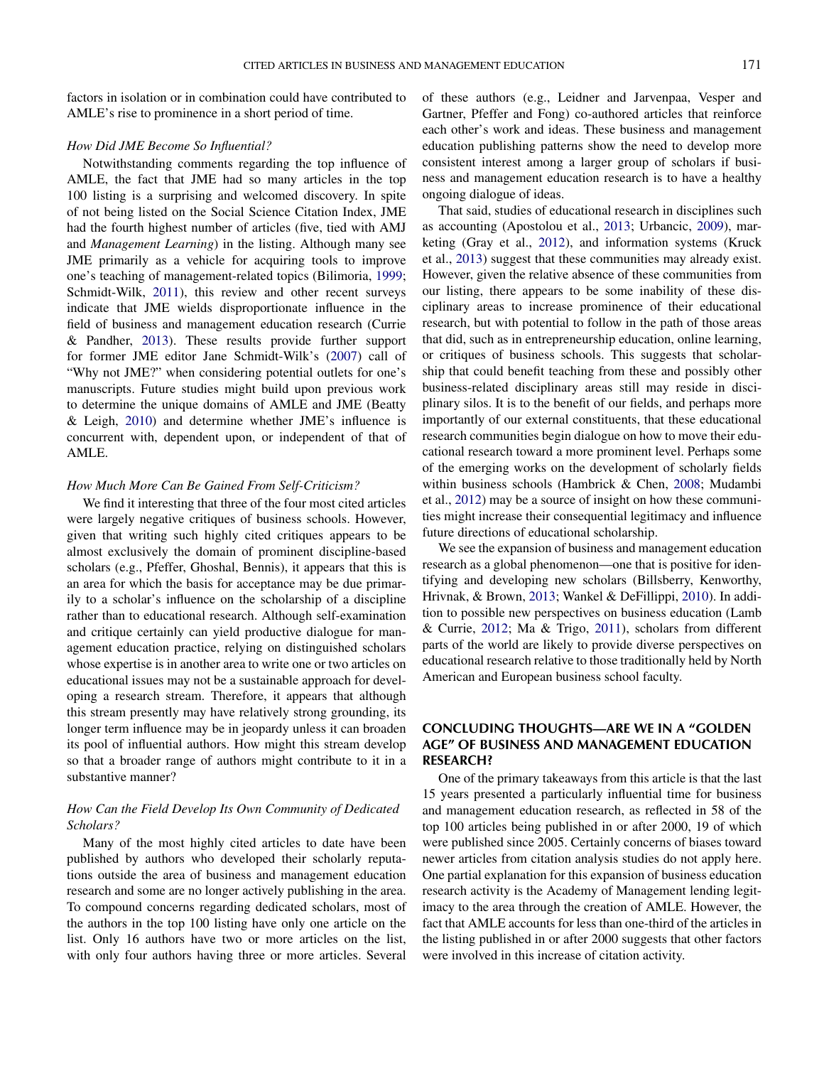factors in isolation or in combination could have contributed to AMLE's rise to prominence in a short period of time.

### *How Did JME Become So Influential?*

Notwithstanding comments regarding the top influence of AMLE, the fact that JME had so many articles in the top 100 listing is a surprising and welcomed discovery. In spite of not being listed on the Social Science Citation Index, JME had the fourth highest number of articles (five, tied with AMJ and *Management Learning*) in the listing. Although many see JME primarily as a vehicle for acquiring tools to improve one's teaching of management-related topics (Bilimoria, 1999; Schmidt-Wilk, 2011), this review and other recent surveys indicate that JME wields disproportionate influence in the field of business and management education research (Currie & Pandher, 2013). These results provide further support for former JME editor Jane Schmidt-Wilk's (2007) call of "Why not JME?" when considering potential outlets for one's manuscripts. Future studies might build upon previous work to determine the unique domains of AMLE and JME (Beatty & Leigh, 2010) and determine whether JME's influence is concurrent with, dependent upon, or independent of that of AMLE.

### *How Much More Can Be Gained From Self-Criticism?*

We find it interesting that three of the four most cited articles were largely negative critiques of business schools. However, given that writing such highly cited critiques appears to be almost exclusively the domain of prominent discipline-based scholars (e.g., Pfeffer, Ghoshal, Bennis), it appears that this is an area for which the basis for acceptance may be due primarily to a scholar's influence on the scholarship of a discipline rather than to educational research. Although self-examination and critique certainly can yield productive dialogue for management education practice, relying on distinguished scholars whose expertise is in another area to write one or two articles on educational issues may not be a sustainable approach for developing a research stream. Therefore, it appears that although this stream presently may have relatively strong grounding, its longer term influence may be in jeopardy unless it can broaden its pool of influential authors. How might this stream develop so that a broader range of authors might contribute to it in a substantive manner?

### *How Can the Field Develop Its Own Community of Dedicated Scholars?*

Many of the most highly cited articles to date have been published by authors who developed their scholarly reputations outside the area of business and management education research and some are no longer actively publishing in the area. To compound concerns regarding dedicated scholars, most of the authors in the top 100 listing have only one article on the list. Only 16 authors have two or more articles on the list, with only four authors having three or more articles. Several of these authors (e.g., Leidner and Jarvenpaa, Vesper and Gartner, Pfeffer and Fong) co-authored articles that reinforce each other's work and ideas. These business and management education publishing patterns show the need to develop more consistent interest among a larger group of scholars if business and management education research is to have a healthy ongoing dialogue of ideas.

That said, studies of educational research in disciplines such as accounting (Apostolou et al., 2013; Urbancic, 2009), marketing (Gray et al., 2012), and information systems (Kruck et al., 2013) suggest that these communities may already exist. However, given the relative absence of these communities from our listing, there appears to be some inability of these disciplinary areas to increase prominence of their educational research, but with potential to follow in the path of those areas that did, such as in entrepreneurship education, online learning, or critiques of business schools. This suggests that scholarship that could benefit teaching from these and possibly other business-related disciplinary areas still may reside in disciplinary silos. It is to the benefit of our fields, and perhaps more importantly of our external constituents, that these educational research communities begin dialogue on how to move their educational research toward a more prominent level. Perhaps some of the emerging works on the development of scholarly fields within business schools (Hambrick & Chen, 2008; Mudambi et al., 2012) may be a source of insight on how these communities might increase their consequential legitimacy and influence future directions of educational scholarship.

We see the expansion of business and management education research as a global phenomenon—one that is positive for identifying and developing new scholars (Billsberry, Kenworthy, Hrivnak, & Brown, 2013; Wankel & DeFillippi, 2010). In addition to possible new perspectives on business education (Lamb & Currie, 2012; Ma & Trigo, 2011), scholars from different parts of the world are likely to provide diverse perspectives on educational research relative to those traditionally held by North American and European business school faculty.

## CONCLUDING THOUGHTS—ARE WE IN A "GOLDEN AGE" OF BUSINESS AND MANAGEMENT EDUCATION RESEARCH?

One of the primary takeaways from this article is that the last 15 years presented a particularly influential time for business and management education research, as reflected in 58 of the top 100 articles being published in or after 2000, 19 of which were published since 2005. Certainly concerns of biases toward newer articles from citation analysis studies do not apply here. One partial explanation for this expansion of business education research activity is the Academy of Management lending legitimacy to the area through the creation of AMLE. However, the fact that AMLE accounts for less than one-third of the articles in the listing published in or after 2000 suggests that other factors were involved in this increase of citation activity.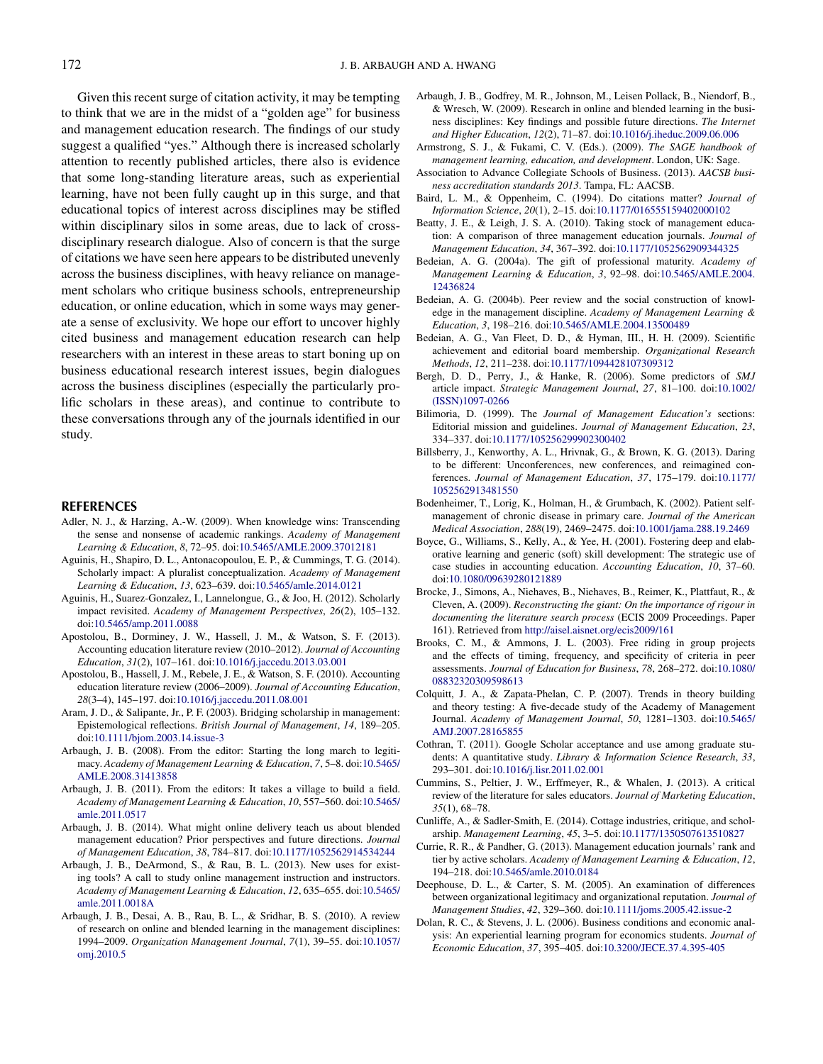Given this recent surge of citation activity, it may be tempting to think that we are in the midst of a "golden age" for business and management education research. The findings of our study suggest a qualified "yes." Although there is increased scholarly attention to recently published articles, there also is evidence that some long-standing literature areas, such as experiential learning, have not been fully caught up in this surge, and that educational topics of interest across disciplines may be stifled within disciplinary silos in some areas, due to lack of cross-disciplinary research dialogue. Also of concern is that the surge of citations we have seen here appears to be distributed unevenly across the business disciplines, with heavy reliance on management scholars who critique business schools, entrepreneurship education, or online education, which in some ways may generate a sense of exclusivity. We hope our effort to uncover highly cited business and management education research can help researchers with an interest in these areas to start boning up on business educational research interest issues, begin dialogues across the business disciplines (especially the particularly prolific scholars in these areas), and continue to contribute to these conversations through any of the journals identified in our study.

## REFERENCES

Adler, N. J., & Harzing, A.-W. (2009). When knowledge wins: Transcending the sense and nonsense of academic rankings. *Academy of Management Learning & Education*, *8*, 72–95. doi:10.5465/AMLE.2009.37012181

Aguinis, H., Shapiro, D. L., Antonacopoulou, E. P., & Cummings, T. G. (2014). Scholarly impact: A pluralist conceptualization. *Academy of Management Learning & Education*, *13*, 623–639. doi:10.5465/amle.2014.0121

Aguinis, H., Suarez-Gonzalez, I., Lannelongue, G., & Joo, H. (2012). Scholarly impact revisited. *Academy of Management Perspectives*, *26*(2), 105–132. doi:10.5465/amp.2011.0088

Apostolou, B., Dorminey, J. W., Hassell, J. M., & Watson, S. F. (2013). Accounting education literature review (2010–2012). *Journal of Accounting Education*, *31*(2), 107–161. doi:10.1016/j.jaccedu.2013.03.001

Apostolou, B., Hassell, J. M., Rebele, J. E., & Watson, S. F. (2010). Accounting education literature review (2006–2009). *Journal of Accounting Education*, *28*(3–4), 145–197. doi:10.1016/j.jaccedu.2011.08.001

Aram, J. D., & Salipante, Jr., P. F. (2003). Bridging scholarship in management: Epistemological reflections. *British Journal of Management*, *14*, 189–205. doi:10.1111/bjom.2003.14.issue-3

Arbaugh, J. B. (2008). From the editor: Starting the long march to legitimacy. *Academy of Management Learning & Education*, *7*, 5–8. doi:10.5465/AMLE.2008.31413858

Arbaugh, J. B. (2011). From the editors: It takes a village to build a field. *Academy of Management Learning & Education*, *10*, 557–560. doi:10.5465/amle.2011.0517

Arbaugh, J. B. (2014). What might online delivery teach us about blended management education? Prior perspectives and future directions. *Journal of Management Education*, *38*, 784–817. doi:10.1177/1052562914534244

Arbaugh, J. B., DeArmond, S., & Rau, B. L. (2013). New uses for existing tools? A call to study online management instruction and instructors. *Academy of Management Learning & Education*, *12*, 635–655. doi:10.5465/amle.2011.0018A

Arbaugh, J. B., Desai, A. B., Rau, B. L., & Sridhar, B. S. (2010). A review of research on online and blended learning in the management disciplines: 1994–2009. *Organization Management Journal*, *7*(1), 39–55. doi:10.1057/omj.2010.5

Arbaugh, J. B., Godfrey, M. R., Johnson, M., Leisen Pollack, B., Niendorf, B., & Wresch, W. (2009). Research in online and blended learning in the business disciplines: Key findings and possible future directions. *The Internet and Higher Education*, *12*(2), 71–87. doi:10.1016/j.iheduc.2009.06.006

Armstrong, S. J., & Fukami, C. V. (Eds.). (2009). *The SAGE handbook of management learning, education, and development*. London, UK: Sage.

Association to Advance Collegiate Schools of Business. (2013). *AACSB business accreditation standards 2013*. Tampa, FL: AACSB.

Baird, L. M., & Oppenheim, C. (1994). Do citations matter? *Journal of Information Science*, *20*(1), 2–15. doi:10.1177/016555159402000102

Beatty, J. E., & Leigh, J. S. A. (2010). Taking stock of management education: A comparison of three management education journals. *Journal of Management Education*, *34*, 367–392. doi:10.1177/1052562909344325

Bedeian, A. G. (2004a). The gift of professional maturity. *Academy of Management Learning & Education*, *3*, 92–98. doi:10.5465/AMLE.2004.12436824

Bedeian, A. G. (2004b). Peer review and the social construction of knowledge in the management discipline. *Academy of Management Learning & Education*, *3*, 198–216. doi:10.5465/AMLE.2004.13500489

Bedeian, A. G., Van Fleet, D. D., & Hyman, III., H. H. (2009). Scientific achievement and editorial board membership. *Organizational Research Methods*, *12*, 211–238. doi:10.1177/1094428107309312

Bergh, D. D., Perry, J., & Hanke, R. (2006). Some predictors of *SMJ* article impact. *Strategic Management Journal*, *27*, 81–100. doi:10.1002/(ISSN)1097-0266

Bilimoria, D. (1999). The *Journal of Management Education's* sections: Editorial mission and guidelines. *Journal of Management Education*, *23*, 334–337. doi:10.1177/105256299902300402

Billsberry, J., Kenworthy, A. L., Hrivnak, G., & Brown, K. G. (2013). Daring to be different: Unconferences, new conferences, and reimagined conferences. *Journal of Management Education*, *37*, 175–179. doi:10.1177/1052562913481550

Bodenheimer, T., Lorig, K., Holman, H., & Grumbach, K. (2002). Patient self-management of chronic disease in primary care. *Journal of the American Medical Association*, *288*(19), 2469–2475. doi:10.1001/jama.288.19.2469

Boyce, G., Williams, S., Kelly, A., & Yee, H. (2001). Fostering deep and elaborative learning and generic (soft) skill development: The strategic use of case studies in accounting education. *Accounting Education*, *10*, 37–60. doi:10.1080/09639280121889

Brocke, J., Simons, A., Niehaves, B., Niehaves, B., Reimer, K., Plattfaut, R., & Cleven, A. (2009). *Reconstructing the giant: On the importance of rigour in documenting the literature search process* (ECIS 2009 Proceedings. Paper 161). Retrieved from http://aisel.aisnet.org/ecis2009/161

Brooks, C. M., & Ammons, J. L. (2003). Free riding in group projects and the effects of timing, frequency, and specificity of criteria in peer assessments. *Journal of Education for Business*, *78*, 268–272. doi:10.1080/08832320309598613

Colquitt, J. A., & Zapata-Phelan, C. P. (2007). Trends in theory building and theory testing: A five-decade study of the Academy of Management Journal. *Academy of Management Journal*, *50*, 1281–1303. doi:10.5465/AMJ.2007.28165855

Cothran, T. (2011). Google Scholar acceptance and use among graduate students: A quantitative study. *Library & Information Science Research*, *33*, 293–301. doi:10.1016/j.lisr.2011.02.001

Cummins, S., Peltier, J. W., Erffmeyer, R., & Whalen, J. (2013). A critical review of the literature for sales educators. *Journal of Marketing Education*, *35*(1), 68–78.

Cunliffe, A., & Sadler-Smith, E. (2014). Cottage industries, critique, and scholarship. *Management Learning*, *45*, 3–5. doi:10.1177/1350507613510827

Currie, R. R., & Pandher, G. (2013). Management education journals' rank and tier by active scholars. *Academy of Management Learning & Education*, *12*, 194–218. doi:10.5465/amle.2010.0184

Deephouse, D. L., & Carter, S. M. (2005). An examination of differences between organizational legitimacy and organizational reputation. *Journal of Management Studies*, *42*, 329–360. doi:10.1111/joms.2005.42.issue-2

Dolan, R. C., & Stevens, J. L. (2006). Business conditions and economic analysis: An experiential learning program for economics students. *Journal of Economic Education*, *37*, 395–405. doi:10.3200/JECE.37.4.395-405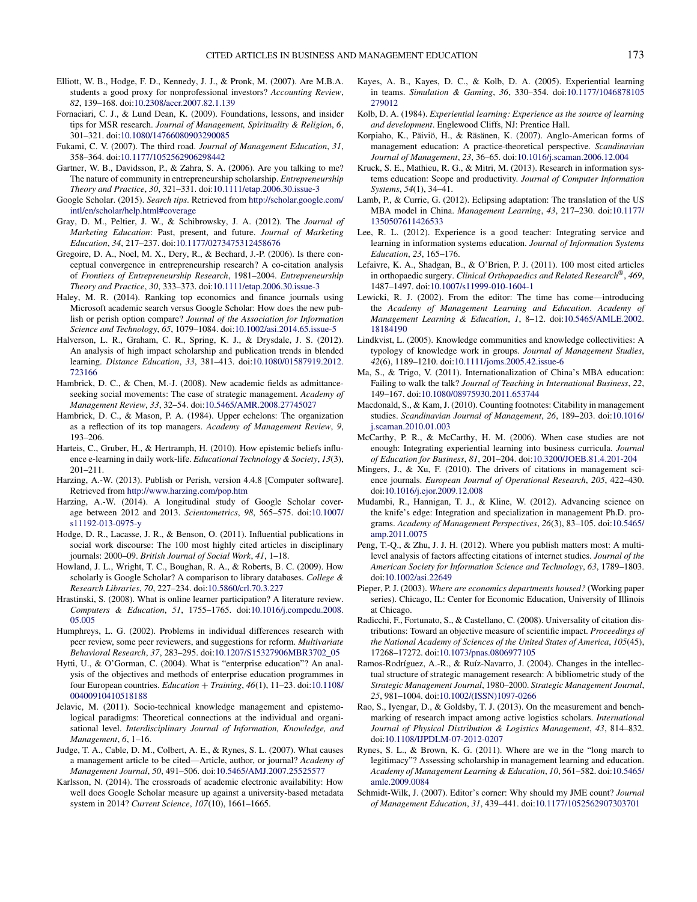Elliott, W. B., Hodge, F. D., Kennedy, J. J., & Pronk, M. (2007). Are M.B.A. students a good proxy for nonprofessional investors? *Accounting Review*, *82*, 139–168. doi:10.2308/accr.2007.82.1.139

Fornaciari, C. J., & Lund Dean, K. (2009). Foundations, lessons, and insider tips for MSR research. *Journal of Management, Spirituality & Religion*, *6*, 301–321. doi:10.1080/14766080903290085

Fukami, C. V. (2007). The third road. *Journal of Management Education*, *31*, 358–364. doi:10.1177/1052562906298442

Gartner, W. B., Davidsson, P., & Zahra, S. A. (2006). Are you talking to me? The nature of community in entrepreneurship scholarship. *Entrepreneurship Theory and Practice*, *30*, 321–331. doi:10.1111/etap.2006.30.issue-3

Google Scholar. (2015). *Search tips*. Retrieved from http://scholar.google.com/intl/en/scholar/help.html#coverage

Gray, D. M., Peltier, J. W., & Schibrowsky, J. A. (2012). The *Journal of Marketing Education*: Past, present, and future. *Journal of Marketing Education*, *34*, 217–237. doi:10.1177/0273475312458676

Gregoire, D. A., Noel, M. X., Dery, R., & Bechard, J.-P. (2006). Is there conceptual convergence in entrepreneurship research? A co-citation analysis of *Frontiers of Entrepreneurship Research*, 1981–2004. *Entrepreneurship Theory and Practice*, *30*, 333–373. doi:10.1111/etap.2006.30.issue-3

Haley, M. R. (2014). Ranking top economics and finance journals using Microsoft academic search versus Google Scholar: How does the new publish or perish option compare? *Journal of the Association for Information Science and Technology*, *65*, 1079–1084. doi:10.1002/asi.2014.65.issue-5

Halverson, L. R., Graham, C. R., Spring, K. J., & Drysdale, J. S. (2012). An analysis of high impact scholarship and publication trends in blended learning. *Distance Education*, *33*, 381–413. doi:10.1080/01587919.2012.723166

Hambrick, D. C., & Chen, M.-J. (2008). New academic fields as admittance-seeking social movements: The case of strategic management. *Academy of Management Review*, *33*, 32–54. doi:10.5465/AMR.2008.27745027

Hambrick, D. C., & Mason, P. A. (1984). Upper echelons: The organization as a reflection of its top managers. *Academy of Management Review*, *9*, 193–206.

Harteis, C., Gruber, H., & Hertramph, H. (2010). How epistemic beliefs influence e-learning in daily work-life. *Educational Technology & Society*, *13*(3), 201–211.

Harzing, A.-W. (2013). Publish or Perish, version 4.4.8 [Computer software]. Retrieved from http://www.harzing.com/pop.htm

Harzing, A.-W. (2014). A longitudinal study of Google Scholar coverage between 2012 and 2013. *Scientometrics*, *98*, 565–575. doi:10.1007/s11192-013-0975-y

Hodge, D. R., Lacasse, J. R., & Benson, O. (2011). Influential publications in social work discourse: The 100 most highly cited articles in disciplinary journals: 2000–09. *British Journal of Social Work*, *41*, 1–18.

Howland, J. L., Wright, T. C., Boughan, R. A., & Roberts, B. C. (2009). How scholarly is Google Scholar? A comparison to library databases. *College & Research Libraries*, *70*, 227–234. doi:10.5860/crl.70.3.227

Hrastinski, S. (2008). What is online learner participation? A literature review. *Computers & Education*, *51*, 1755–1765. doi:10.1016/j.compedu.2008.05.005

Humphreys, L. G. (2002). Problems in individual differences research with peer review, some peer reviewers, and suggestions for reform. *Multivariate Behavioral Research*, *37*, 283–295. doi:10.1207/S15327906MBR3702_05

Hytti, U., & O'Gorman, C. (2004). What is "enterprise education"? An analysis of the objectives and methods of enterprise education programmes in four European countries. *Education + Training*, *46*(1), 11–23. doi:10.1108/00400910410518188

Jelavic, M. (2011). Socio-technical knowledge management and epistemological paradigms: Theoretical connections at the individual and organisational level. *Interdisciplinary Journal of Information, Knowledge, and Management*, *6*, 1–16.

Judge, T. A., Cable, D. M., Colbert, A. E., & Rynes, S. L. (2007). What causes a management article to be cited—Article, author, or journal? *Academy of Management Journal*, *50*, 491–506. doi:10.5465/AMJ.2007.25525577

Karlsson, N. (2014). The crossroads of academic electronic availability: How well does Google Scholar measure up against a university-based metadata system in 2014? *Current Science*, *107*(10), 1661–1665.

Kayes, A. B., Kayes, D. C., & Kolb, D. A. (2005). Experiential learning in teams. *Simulation & Gaming*, *36*, 330–354. doi:10.1177/1046878105279012

Kolb, D. A. (1984). *Experiential learning: Experience as the source of learning and development*. Englewood Cliffs, NJ: Prentice Hall.

Korpiaho, K., Päiviö, H., & Räsänen, K. (2007). Anglo-American forms of management education: A practice-theoretical perspective. *Scandinavian Journal of Management*, *23*, 36–65. doi:10.1016/j.scaman.2006.12.004

Kruck, S. E., Mathieu, R. G., & Mitri, M. (2013). Research in information systems education: Scope and productivity. *Journal of Computer Information Systems*, *54*(1), 34–41.

Lamb, P., & Currie, G. (2012). Eclipsing adaptation: The translation of the US MBA model in China. *Management Learning*, *43*, 217–230. doi:10.1177/1350507611426533

Lee, R. L. (2012). Experience is a good teacher: Integrating service and learning in information systems education. *Journal of Information Systems Education*, *23*, 165–176.

Lefaivre, K. A., Shadgan, B., & O'Brien, P. J. (2011). 100 most cited articles in orthopaedic surgery. *Clinical Orthopaedics and Related Research®*, *469*, 1487–1497. doi:10.1007/s11999-010-1604-1

Lewicki, R. J. (2002). From the editor: The time has come—introducing the *Academy of Management Learning and Education*. *Academy of Management Learning & Education*, *1*, 8–12. doi:10.5465/AMLE.2002.18184190

Lindkvist, L. (2005). Knowledge communities and knowledge collectivities: A typology of knowledge work in groups. *Journal of Management Studies*, *42*(6), 1189–1210. doi:10.1111/joms.2005.42.issue-6

Ma, S., & Trigo, V. (2011). Internationalization of China's MBA education: Failing to walk the talk? *Journal of Teaching in International Business*, *22*, 149–167. doi:10.1080/08975930.2011.653744

Macdonald, S., & Kam, J. (2010). Counting footnotes: Citability in management studies. *Scandinavian Journal of Management*, *26*, 189–203. doi:10.1016/j.scaman.2010.01.003

McCarthy, P. R., & McCarthy, H. M. (2006). When case studies are not enough: Integrating experiential learning into business curricula. *Journal of Education for Business*, *81*, 201–204. doi:10.3200/JOEB.81.4.201-204

Mingers, J., & Xu, F. (2010). The drivers of citations in management science journals. *European Journal of Operational Research*, *205*, 422–430. doi:10.1016/j.ejor.2009.12.008

Mudambi, R., Hannigan, T. J., & Kline, W. (2012). Advancing science on the knife's edge: Integration and specialization in management Ph.D. programs. *Academy of Management Perspectives*, *26*(3), 83–105. doi:10.5465/amp.2011.0075

Peng, T.-Q., & Zhu, J. J. H. (2012). Where you publish matters most: A multilevel analysis of factors affecting citations of internet studies. *Journal of the American Society for Information Science and Technology*, *63*, 1789–1803. doi:10.1002/asi.22649

Pieper, P. J. (2003). *Where are economics departments housed?* (Working paper series). Chicago, IL: Center for Economic Education, University of Illinois at Chicago.

Radicchi, F., Fortunato, S., & Castellano, C. (2008). Universality of citation distributions: Toward an objective measure of scientific impact. *Proceedings of the National Academy of Sciences of the United States of America*, *105*(45), 17268–17272. doi:10.1073/pnas.0806977105

Ramos-Rodríguez, A.-R., & Ruíz-Navarro, J. (2004). Changes in the intellectual structure of strategic management research: A bibliometric study of the *Strategic Management Journal*, 1980–2000. *Strategic Management Journal*, *25*, 981–1004. doi:10.1002/(ISSN)1097-0266

Rao, S., Iyengar, D., & Goldsby, T. J. (2013). On the measurement and benchmarking of research impact among active logistics scholars. *International Journal of Physical Distribution & Logistics Management*, *43*, 814–832. doi:10.1108/IJPDLM-07-2012-0207

Rynes, S. L., & Brown, K. G. (2011). Where are we in the "long march to legitimacy"? Assessing scholarship in management learning and education. *Academy of Management Learning & Education*, *10*, 561–582. doi:10.5465/amle.2009.0084

Schmidt-Wilk, J. (2007). Editor's corner: Why should my JME count? *Journal of Management Education*, *31*, 439–441. doi:10.1177/1052562907303701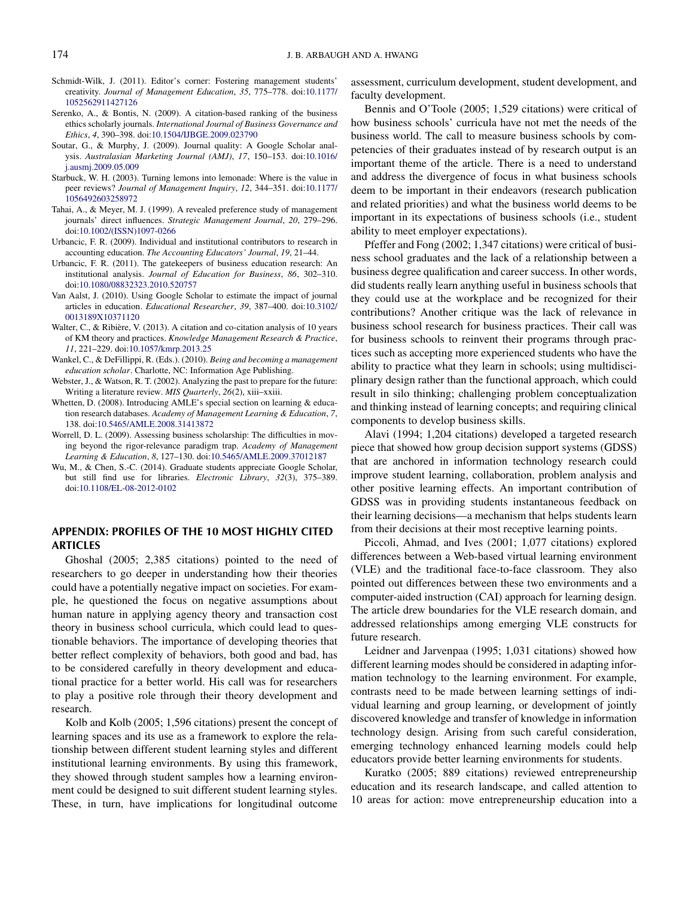Schmidt-Wilk, J. (2011). Editor's corner: Fostering management students' creativity. *Journal of Management Education*, *35*, 775–778. doi:10.1177/1052562911427126

Serenko, A., & Bontis, N. (2009). A citation-based ranking of the business ethics scholarly journals. *International Journal of Business Governance and Ethics*, *4*, 390–398. doi:10.1504/IJBGE.2009.023790

Soutar, G., & Murphy, J. (2009). Journal quality: A Google Scholar analysis. *Australasian Marketing Journal (AMJ)*, *17*, 150–153. doi:10.1016/j.ausmj.2009.05.009

Starbuck, W. H. (2003). Turning lemons into lemonade: Where is the value in peer reviews? *Journal of Management Inquiry*, *12*, 344–351. doi:10.1177/1056492603258972

Tahai, A., & Meyer, M. J. (1999). A revealed preference study of management journals' direct influences. *Strategic Management Journal*, *20*, 279–296. doi:10.1002/(ISSN)1097-0266

Urbancic, F. R. (2009). Individual and institutional contributors to research in accounting education. *The Accounting Educators' Journal*, *19*, 21–44.

Urbancic, F. R. (2011). The gatekeepers of business education research: An institutional analysis. *Journal of Education for Business*, *86*, 302–310. doi:10.1080/08832323.2010.520757

Van Aalst, J. (2010). Using Google Scholar to estimate the impact of journal articles in education. *Educational Researcher*, *39*, 387–400. doi:10.3102/0013189X10371120

Walter, C., & Ribière, V. (2013). A citation and co-citation analysis of 10 years of KM theory and practices. *Knowledge Management Research & Practice*, *11*, 221–229. doi:10.1057/kmrp.2013.25

Wankel, C., & DeFillippi, R. (Eds.). (2010). *Being and becoming a management education scholar*. Charlotte, NC: Information Age Publishing.

Webster, J., & Watson, R. T. (2002). Analyzing the past to prepare for the future: Writing a literature review. *MIS Quarterly*, *26*(2), xiii–xxiii.

Whetten, D. (2008). Introducing AMLE's special section on learning & education research databases. *Academy of Management Learning & Education*, *7*, 138. doi:10.5465/AMLE.2008.31413872

Worrell, D. L. (2009). Assessing business scholarship: The difficulties in moving beyond the rigor-relevance paradigm trap. *Academy of Management Learning & Education*, *8*, 127–130. doi:10.5465/AMLE.2009.37012187

Wu, M., & Chen, S.-C. (2014). Graduate students appreciate Google Scholar, but still find use for libraries. *Electronic Library*, *32*(3), 375–389. doi:10.1108/EL-08-2012-0102

## APPENDIX: PROFILES OF THE 10 MOST HIGHLY CITED ARTICLES

Ghoshal (2005; 2,385 citations) pointed to the need of researchers to go deeper in understanding how their theories could have a potentially negative impact on societies. For example, he questioned the focus on negative assumptions about human nature in applying agency theory and transaction cost theory in business school curricula, which could lead to questionable behaviors. The importance of developing theories that better reflect complexity of behaviors, both good and bad, has to be considered carefully in theory development and educational practice for a better world. His call was for researchers to play a positive role through their theory development and research.

Kolb and Kolb (2005; 1,596 citations) present the concept of learning spaces and its use as a framework to explore the relationship between different student learning styles and different institutional learning environments. By using this framework, they showed through student samples how a learning environment could be designed to suit different student learning styles. These, in turn, have implications for longitudinal outcome assessment, curriculum development, student development, and faculty development.

Bennis and O'Toole (2005; 1,529 citations) were critical of how business schools' curricula have not met the needs of the business world. The call to measure business schools by competencies of their graduates instead of by research output is an important theme of the article. There is a need to understand and address the divergence of focus in what business schools deem to be important in their endeavors (research publication and related priorities) and what the business world deems to be important in its expectations of business schools (i.e., student ability to meet employer expectations).

Pfeffer and Fong (2002; 1,347 citations) were critical of business school graduates and the lack of a relationship between a business degree qualification and career success. In other words, did students really learn anything useful in business schools that they could use at the workplace and be recognized for their contributions? Another critique was the lack of relevance in business school research for business practices. Their call was for business schools to reinvent their programs through practices such as accepting more experienced students who have the ability to practice what they learn in schools; using multidisciplinary design rather than the functional approach, which could result in silo thinking; challenging problem conceptualization and thinking instead of learning concepts; and requiring clinical components to develop business skills.

Alavi (1994; 1,204 citations) developed a targeted research piece that showed how group decision support systems (GDSS) that are anchored in information technology research could improve student learning, collaboration, problem analysis and other positive learning effects. An important contribution of GDSS was in providing students instantaneous feedback on their learning decisions—a mechanism that helps students learn from their decisions at their most receptive learning points.

Piccoli, Ahmad, and Ives (2001; 1,077 citations) explored differences between a Web-based virtual learning environment (VLE) and the traditional face-to-face classroom. They also pointed out differences between these two environments and a computer-aided instruction (CAI) approach for learning design. The article drew boundaries for the VLE research domain, and addressed relationships among emerging VLE constructs for future research.

Leidner and Jarvenpaa (1995; 1,031 citations) showed how different learning modes should be considered in adapting information technology to the learning environment. For example, contrasts need to be made between learning settings of individual learning and group learning, or development of jointly discovered knowledge and transfer of knowledge in information technology design. Arising from such careful consideration, emerging technology enhanced learning models could help educators provide better learning environments for students.

Kuratko (2005; 889 citations) reviewed entrepreneurship education and its research landscape, and called attention to 10 areas for action: move entrepreneurship education into a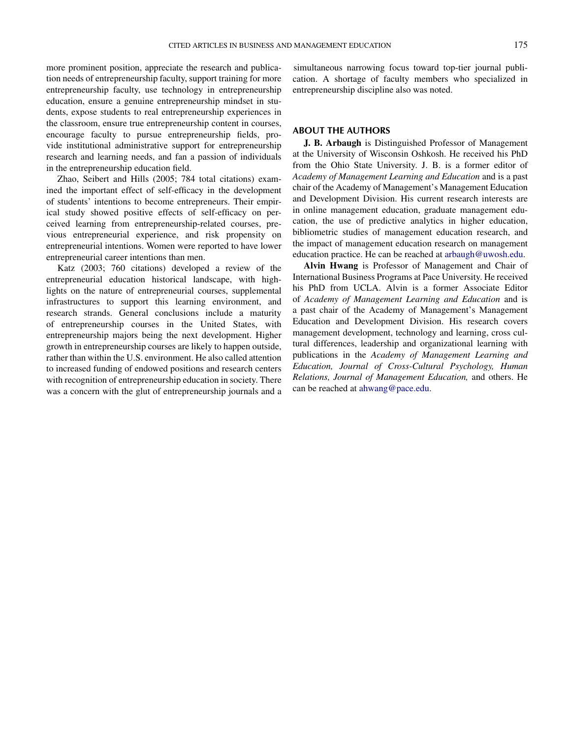more prominent position, appreciate the research and publication needs of entrepreneurship faculty, support training for more entrepreneurship faculty, use technology in entrepreneurship education, ensure a genuine entrepreneurship mindset in students, expose students to real entrepreneurship experiences in the classroom, ensure true entrepreneurship content in courses, encourage faculty to pursue entrepreneurship fields, provide institutional administrative support for entrepreneurship research and learning needs, and fan a passion of individuals in the entrepreneurship education field.

Zhao, Seibert and Hills (2005; 784 total citations) examined the important effect of self-efficacy in the development of students' intentions to become entrepreneurs. Their empirical study showed positive effects of self-efficacy on perceived learning from entrepreneurship-related courses, previous entrepreneurial experience, and risk propensity on entrepreneurial intentions. Women were reported to have lower entrepreneurial career intentions than men.

Katz (2003; 760 citations) developed a review of the entrepreneurial education historical landscape, with highlights on the nature of entrepreneurial courses, supplemental infrastructures to support this learning environment, and research strands. General conclusions include a maturity of entrepreneurship courses in the United States, with entrepreneurship majors being the next development. Higher growth in entrepreneurship courses are likely to happen outside, rather than within the U.S. environment. He also called attention to increased funding of endowed positions and research centers with recognition of entrepreneurship education in society. There was a concern with the glut of entrepreneurship journals and a simultaneous narrowing focus toward top-tier journal publication. A shortage of faculty members who specialized in entrepreneurship discipline also was noted.

## ABOUT THE AUTHORS

**J. B. Arbaugh** is Distinguished Professor of Management at the University of Wisconsin Oshkosh. He received his PhD from the Ohio State University. J. B. is a former editor of *Academy of Management Learning and Education* and is a past chair of the Academy of Management's Management Education and Development Division. His current research interests are in online management education, graduate management education, the use of predictive analytics in higher education, bibliometric studies of management education research, and the impact of management education research on management education practice. He can be reached at arbaugh@uwosh.edu.

**Alvin Hwang** is Professor of Management and Chair of International Business Programs at Pace University. He received his PhD from UCLA. Alvin is a former Associate Editor of *Academy of Management Learning and Education* and is a past chair of the Academy of Management's Management Education and Development Division. His research covers management development, technology and learning, cross cultural differences, leadership and organizational learning with publications in the *Academy of Management Learning and Education, Journal of Cross-Cultural Psychology, Human Relations, Journal of Management Education,* and others. He can be reached at ahwang@pace.edu.